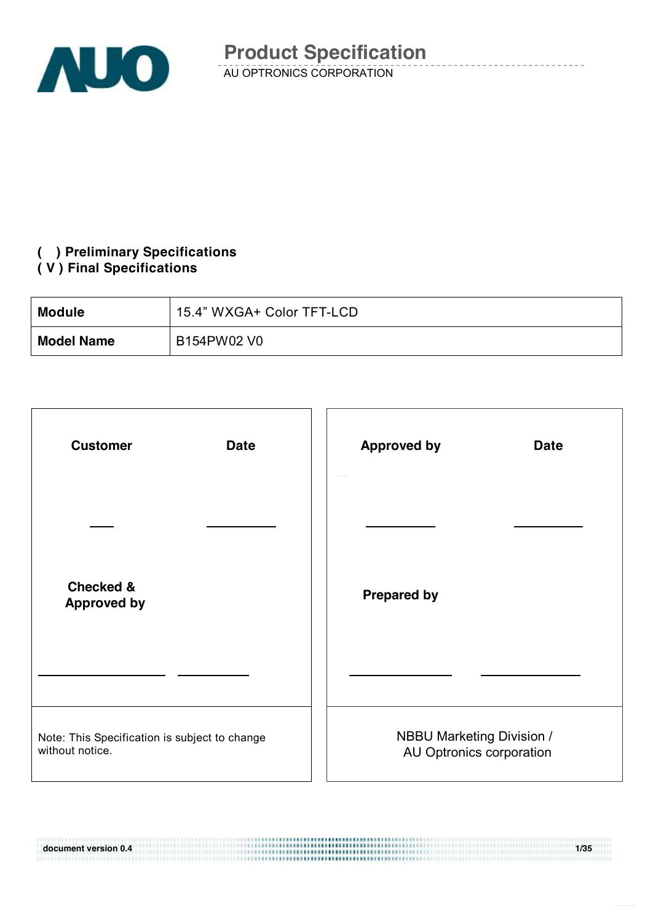# Product Specification

AU OPTRONICS CORPORATION

**( ) Preliminary Specifications**
**( V ) Final Specifications**

| **Module** | 15.4" WXGA+ Color TFT-LCD |
|---|---|
| **Model Name** | B154PW02 V0 |

| **Customer** | **Date** | **Approved by** | **Date** |
|---|---|---|---|
| | | | |
| **Checked & Approved by** | | **Prepared by** | |
| | | | |
| Note: This Specification is subject to change without notice. | | NBBU Marketing Division / AU Optronics corporation | |

document version 0.4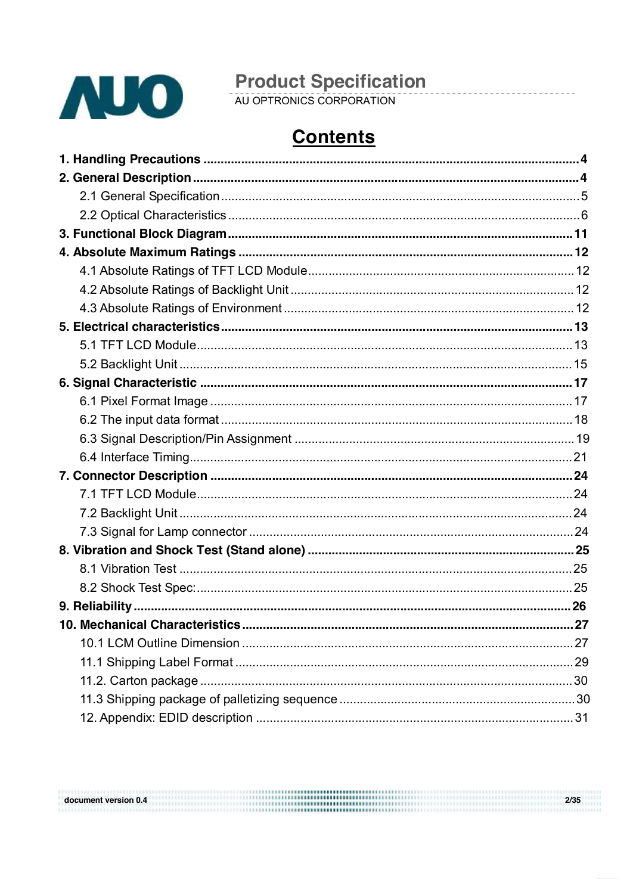# Contents

**1. Handling Precautions** .......... **4**

**2. General Description** .......... **4**

- 2.1 General Specification .......... 5
- 2.2 Optical Characteristics .......... 6

**3. Functional Block Diagram** .......... **11**

**4. Absolute Maximum Ratings** .......... **12**

- 4.1 Absolute Ratings of TFT LCD Module .......... 12
- 4.2 Absolute Ratings of Backlight Unit .......... 12
- 4.3 Absolute Ratings of Environment .......... 12

**5. Electrical characteristics** .......... **13**

- 5.1 TFT LCD Module .......... 13
- 5.2 Backlight Unit .......... 15

**6. Signal Characteristic** .......... **17**

- 6.1 Pixel Format Image .......... 17
- 6.2 The input data format .......... 18
- 6.3 Signal Description/Pin Assignment .......... 19
- 6.4 Interface Timing .......... 21

**7. Connector Description** .......... **24**

- 7.1 TFT LCD Module .......... 24
- 7.2 Backlight Unit .......... 24
- 7.3 Signal for Lamp connector .......... 24

**8. Vibration and Shock Test (Stand alone)** .......... **25**

- 8.1 Vibration Test .......... 25
- 8.2 Shock Test Spec: .......... 25

**9. Reliability** .......... **26**

**10. Mechanical Characteristics** .......... **27**

- 10.1 LCM Outline Dimension .......... 27
- 11.1 Shipping Label Format .......... 29
- 11.2. Carton package .......... 30
- 11.3 Shipping package of palletizing sequence .......... 30
- 12. Appendix: EDID description .......... 31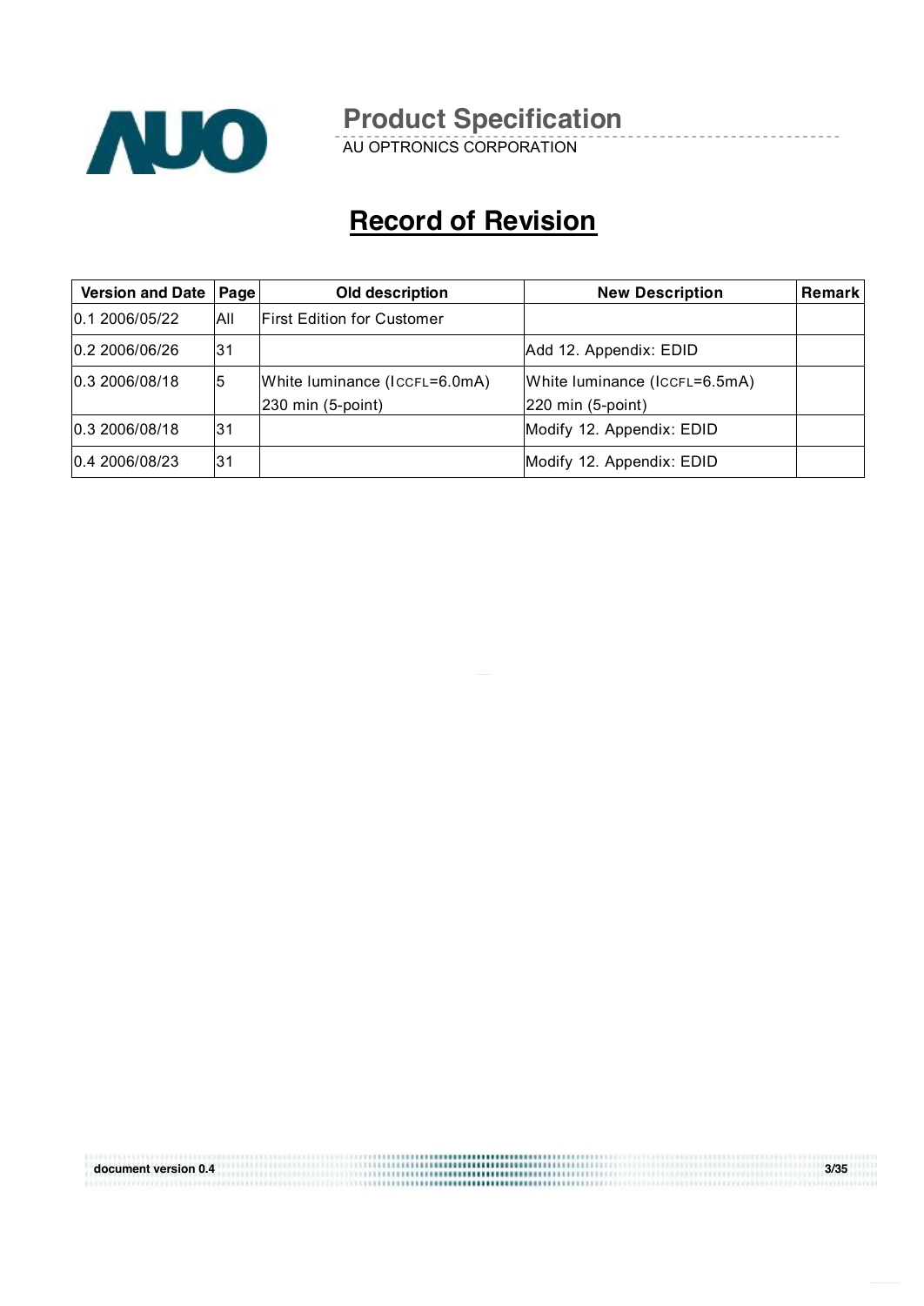# Record of Revision

| Version and Date | Page | Old description | New Description | Remark |
|---|---|---|---|---|
| 0.1 2006/05/22 | All | First Edition for Customer | | |
| 0.2 2006/06/26 | 31 | | Add 12. Appendix: EDID | |
| 0.3 2006/08/18 | 5 | White luminance ($I_{CCFL}$=6.0mA) 230 min (5-point) | White luminance ($I_{CCFL}$=6.5mA) 220 min (5-point) | |
| 0.3 2006/08/18 | 31 | | Modify 12. Appendix: EDID | |
| 0.4 2006/08/23 | 31 | | Modify 12. Appendix: EDID | |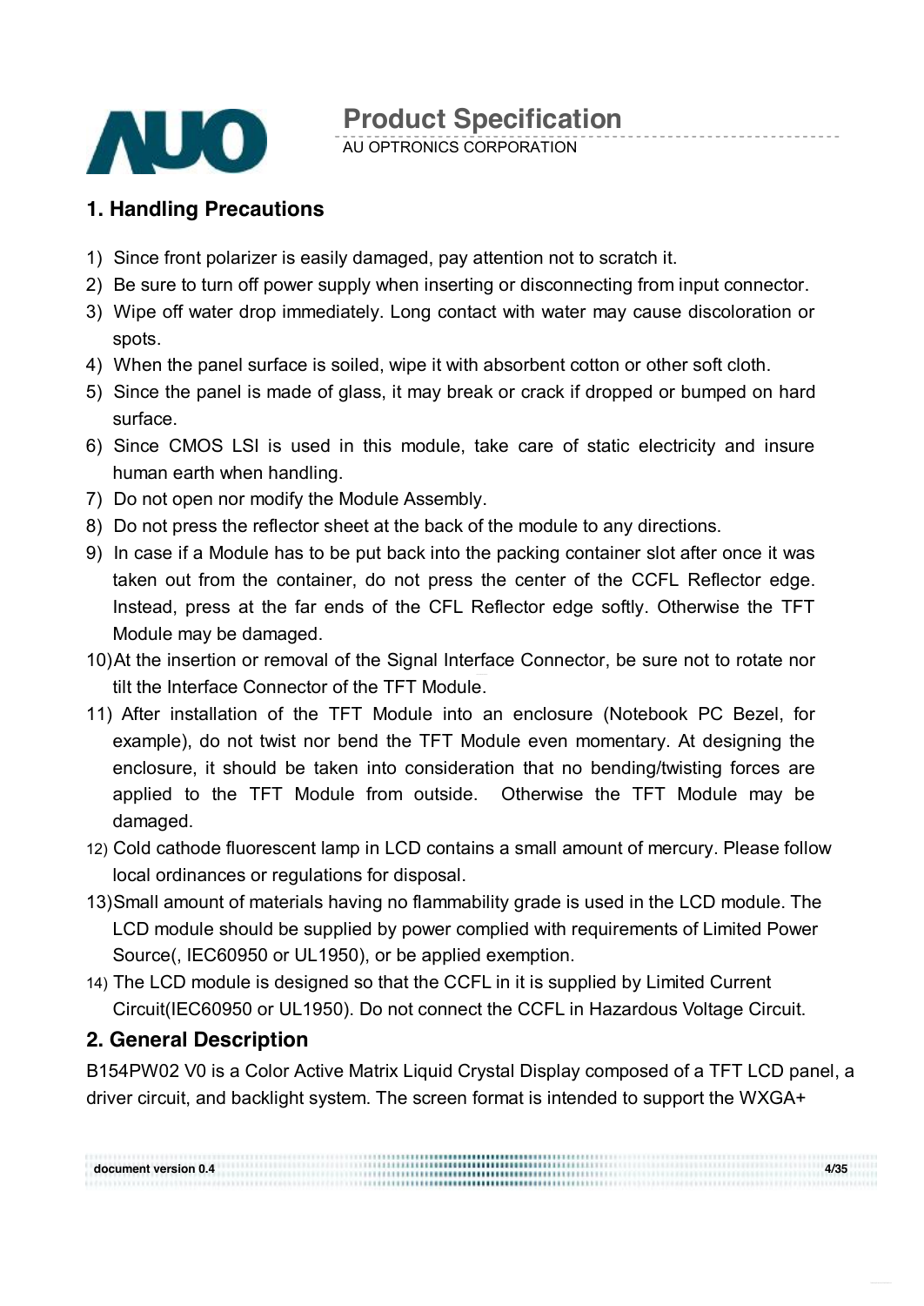## 1. Handling Precautions

1) Since front polarizer is easily damaged, pay attention not to scratch it.
2) Be sure to turn off power supply when inserting or disconnecting from input connector.
3) Wipe off water drop immediately. Long contact with water may cause discoloration or spots.
4) When the panel surface is soiled, wipe it with absorbent cotton or other soft cloth.
5) Since the panel is made of glass, it may break or crack if dropped or bumped on hard surface.
6) Since CMOS LSI is used in this module, take care of static electricity and insure human earth when handling.
7) Do not open nor modify the Module Assembly.
8) Do not press the reflector sheet at the back of the module to any directions.
9) In case if a Module has to be put back into the packing container slot after once it was taken out from the container, do not press the center of the CCFL Reflector edge. Instead, press at the far ends of the CFL Reflector edge softly. Otherwise the TFT Module may be damaged.
10) At the insertion or removal of the Signal Interface Connector, be sure not to rotate nor tilt the Interface Connector of the TFT Module.
11) After installation of the TFT Module into an enclosure (Notebook PC Bezel, for example), do not twist nor bend the TFT Module even momentary. At designing the enclosure, it should be taken into consideration that no bending/twisting forces are applied to the TFT Module from outside. Otherwise the TFT Module may be damaged.
12) Cold cathode fluorescent lamp in LCD contains a small amount of mercury. Please follow local ordinances or regulations for disposal.
13) Small amount of materials having no flammability grade is used in the LCD module. The LCD module should be supplied by power complied with requirements of Limited Power Source(, IEC60950 or UL1950), or be applied exemption.
14) The LCD module is designed so that the CCFL in it is supplied by Limited Current Circuit(IEC60950 or UL1950). Do not connect the CCFL in Hazardous Voltage Circuit.

## 2. General Description

B154PW02 V0 is a Color Active Matrix Liquid Crystal Display composed of a TFT LCD panel, a driver circuit, and backlight system. The screen format is intended to support the WXGA+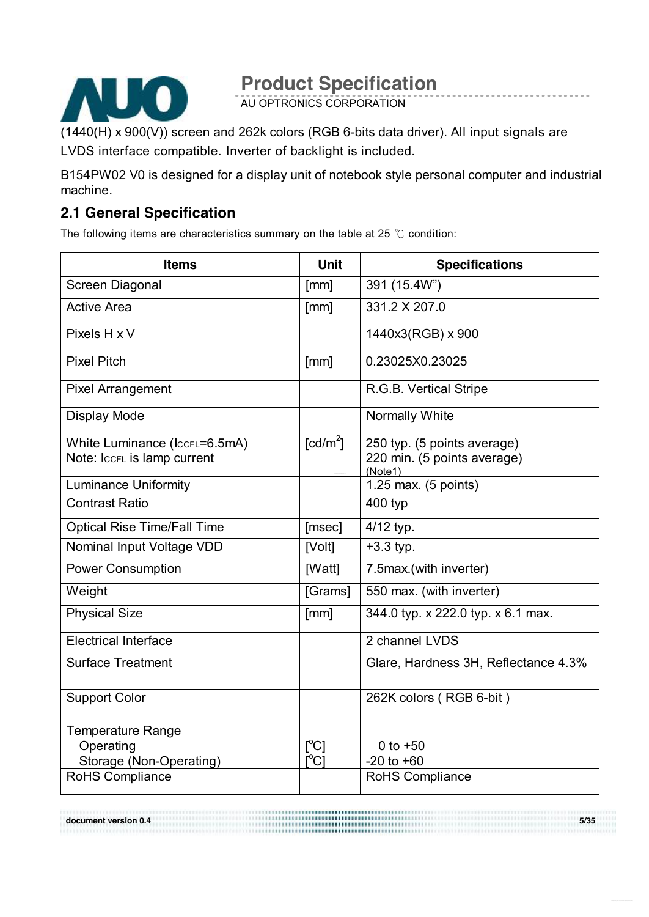(1440(H) x 900(V)) screen and 262k colors (RGB 6-bits data driver). All input signals are LVDS interface compatible. Inverter of backlight is included.

B154PW02 V0 is designed for a display unit of notebook style personal computer and industrial machine.

## 2.1 General Specification

The following items are characteristics summary on the table at 25 ℃ condition:

| Items | Unit | Specifications |
|---|---|---|
| Screen Diagonal | [mm] | 391 (15.4W") |
| Active Area | [mm] | 331.2 X 207.0 |
| Pixels H x V | | 1440x3(RGB) x 900 |
| Pixel Pitch | [mm] | 0.23025X0.23025 |
| Pixel Arrangement | | R.G.B. Vertical Stripe |
| Display Mode | | Normally White |
| White Luminance ($I_{CCFL}$=6.5mA)<br>Note: $I_{CCFL}$ is lamp current | [cd/m$^2$] | 250 typ. (5 points average)<br>220 min. (5 points average)<br>(Note1) |
| Luminance Uniformity | | 1.25 max. (5 points) |
| Contrast Ratio | | 400 typ |
| Optical Rise Time/Fall Time | [msec] | 4/12 typ. |
| Nominal Input Voltage VDD | [Volt] | +3.3 typ. |
| Power Consumption | [Watt] | 7.5max.(with inverter) |
| Weight | [Grams] | 550 max. (with inverter) |
| Physical Size | [mm] | 344.0 typ. x 222.0 typ. x 6.1 max. |
| Electrical Interface | | 2 channel LVDS |
| Surface Treatment | | Glare, Hardness 3H, Reflectance 4.3% |
| Support Color | | 262K colors ( RGB 6-bit ) |
| Temperature Range<br>Operating<br>Storage (Non-Operating) | <br>[°C]<br>[°C] | <br>0 to +50<br>-20 to +60 |
| RoHS Compliance | | RoHS Compliance |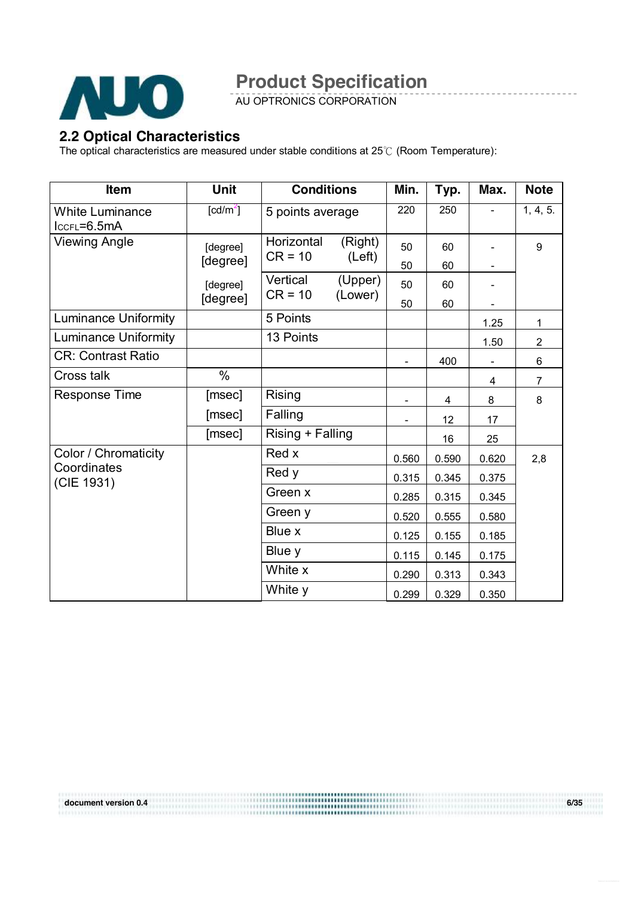## 2.2 Optical Characteristics

The optical characteristics are measured under stable conditions at 25℃ (Room Temperature):

| Item | Unit | Conditions | Min. | Typ. | Max. | Note |
|---|---|---|---|---|---|---|
| White Luminance $I_{CCFL}$=6.5mA | [cd/m²] | 5 points average | 220 | 250 | - | 1, 4, 5. |
| Viewing Angle | [degree] | Horizontal CR = 10 (Right) | 50 | 60 | - | 9 |
| | [degree] | (Left) | 50 | 60 | - | |
| | [degree] | Vertical CR = 10 (Upper) | 50 | 60 | - | |
| | [degree] | (Lower) | 50 | 60 | - | |
| Luminance Uniformity | | 5 Points | | | 1.25 | 1 |
| Luminance Uniformity | | 13 Points | | | 1.50 | 2 |
| CR: Contrast Ratio | | | - | 400 | - | 6 |
| Cross talk | % | | | | 4 | 7 |
| Response Time | [msec] | Rising | - | 4 | 8 | 8 |
| | [msec] | Falling | - | 12 | 17 | |
| | [msec] | Rising + Falling | | 16 | 25 | |
| Color / Chromaticity Coordinates (CIE 1931) | | Red x | 0.560 | 0.590 | 0.620 | 2,8 |
| | | Red y | 0.315 | 0.345 | 0.375 | |
| | | Green x | 0.285 | 0.315 | 0.345 | |
| | | Green y | 0.520 | 0.555 | 0.580 | |
| | | Blue x | 0.125 | 0.155 | 0.185 | |
| | | Blue y | 0.115 | 0.145 | 0.175 | |
| | | White x | 0.290 | 0.313 | 0.343 | |
| | | White y | 0.299 | 0.329 | 0.350 | |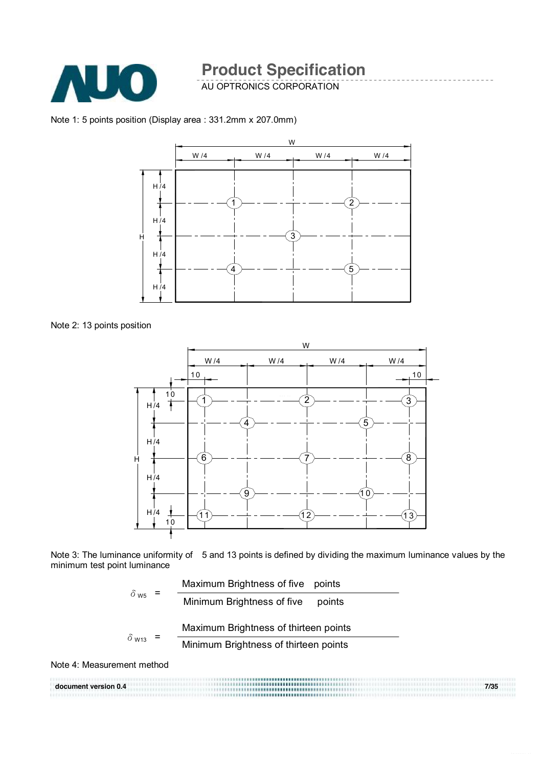Note 1: 5 points position (Display area : 331.2mm x 207.0mm)

Note 2: 13 points position

Note 3: The luminance uniformity of 5 and 13 points is defined by dividing the maximum luminance values by the minimum test point luminance

$$\delta_{W5} = \frac{\text{Maximum Brightness of five points}}{\text{Minimum Brightness of five points}}$$

$$\delta_{W13} = \frac{\text{Maximum Brightness of thirteen points}}{\text{Minimum Brightness of thirteen points}}$$

Note 4: Measurement method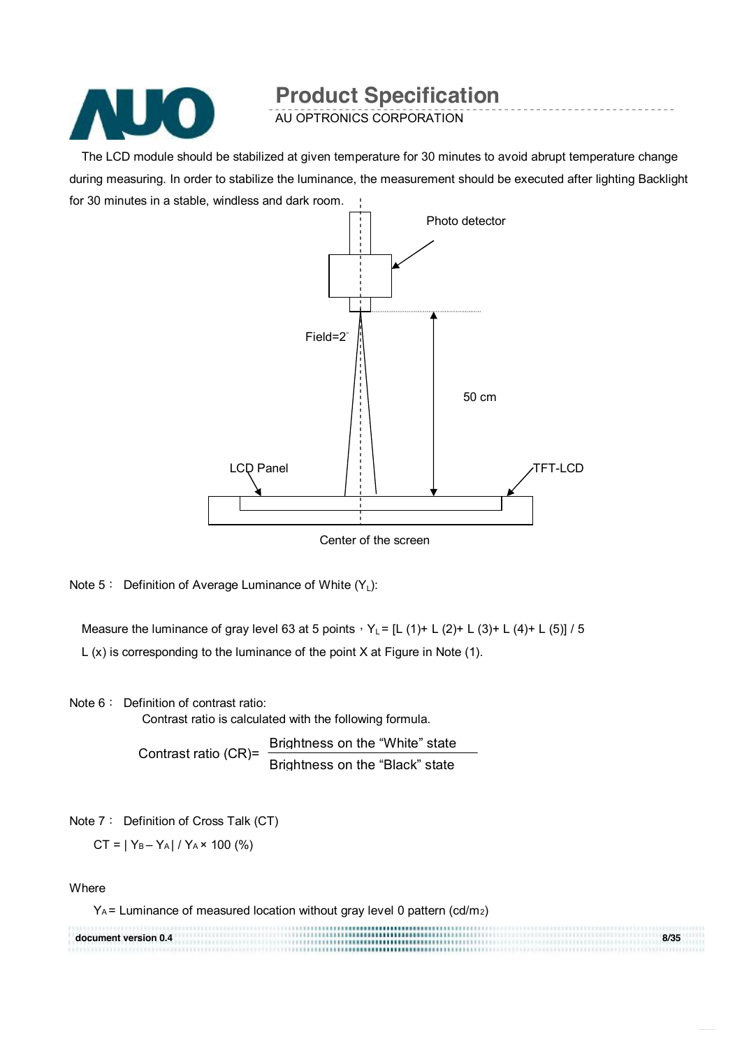The LCD module should be stabilized at given temperature for 30 minutes to avoid abrupt temperature change during measuring. In order to stabilize the luminance, the measurement should be executed after lighting Backlight for 30 minutes in a stable, windless and dark room.

Photo detector

Field=2°

50 cm

LCD Panel

TFT-LCD

Center of the screen

Note 5： Definition of Average Luminance of White ($Y_L$):

Measure the luminance of gray level 63 at 5 points，$Y_L$ = [L (1)+ L (2)+ L (3)+ L (4)+ L (5)] / 5

L (x) is corresponding to the luminance of the point X at Figure in Note (1).

Note 6： Definition of contrast ratio:

Contrast ratio is calculated with the following formula.

$$\text{Contrast ratio (CR)} = \frac{\text{Brightness on the "White" state}}{\text{Brightness on the "Black" state}}$$

Note 7： Definition of Cross Talk (CT)

$$CT = | Y_B - Y_A | / Y_A \times 100 \ (\%)$$

Where

$Y_A$ = Luminance of measured location without gray level 0 pattern (cd/m2)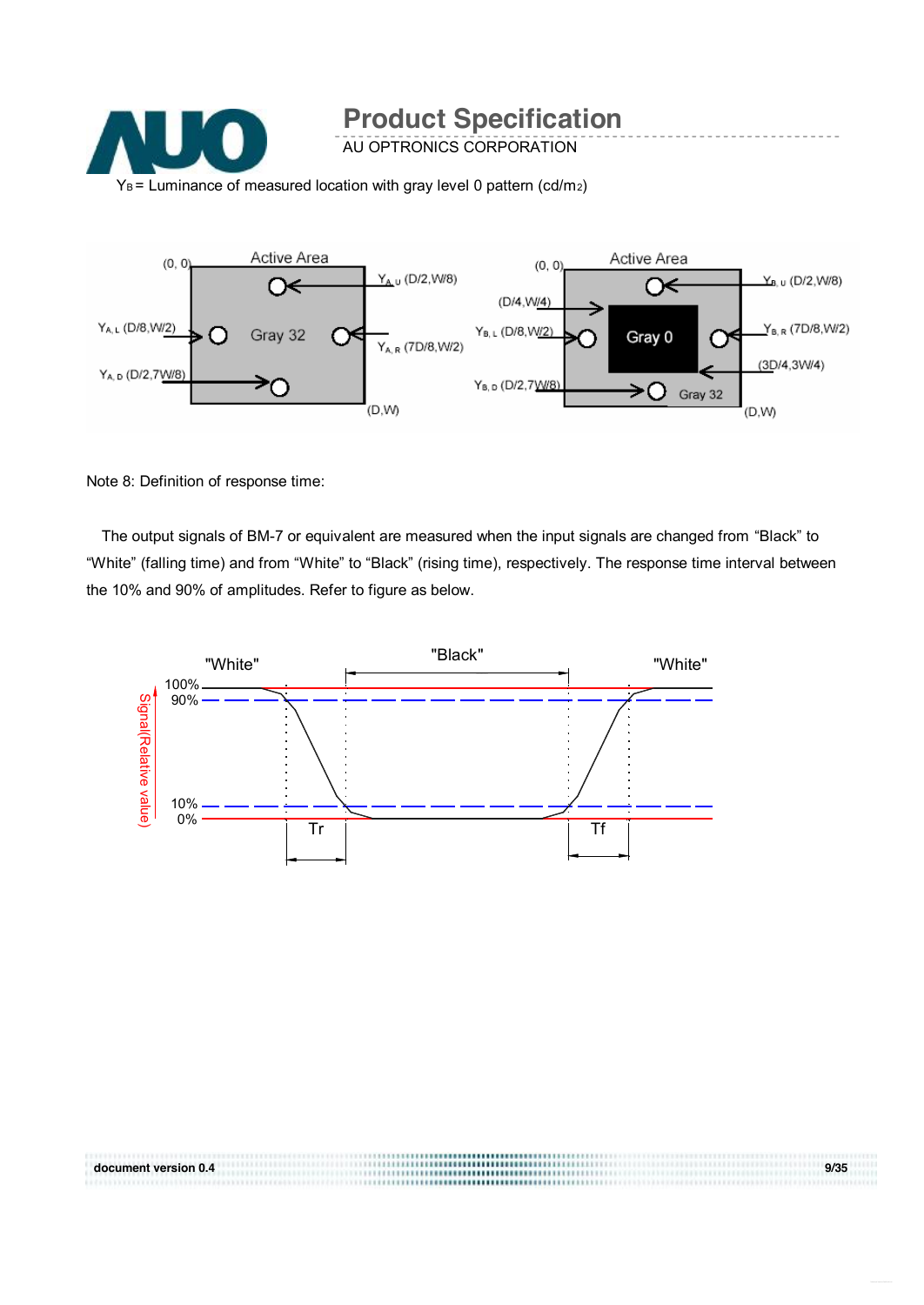$Y_B$ = Luminance of measured location with gray level 0 pattern ($cd/m^2$)

Note 8: Definition of response time:

The output signals of BM-7 or equivalent are measured when the input signals are changed from "Black" to "White" (falling time) and from "White" to "Black" (rising time), respectively. The response time interval between the 10% and 90% of amplitudes. Refer to figure as below.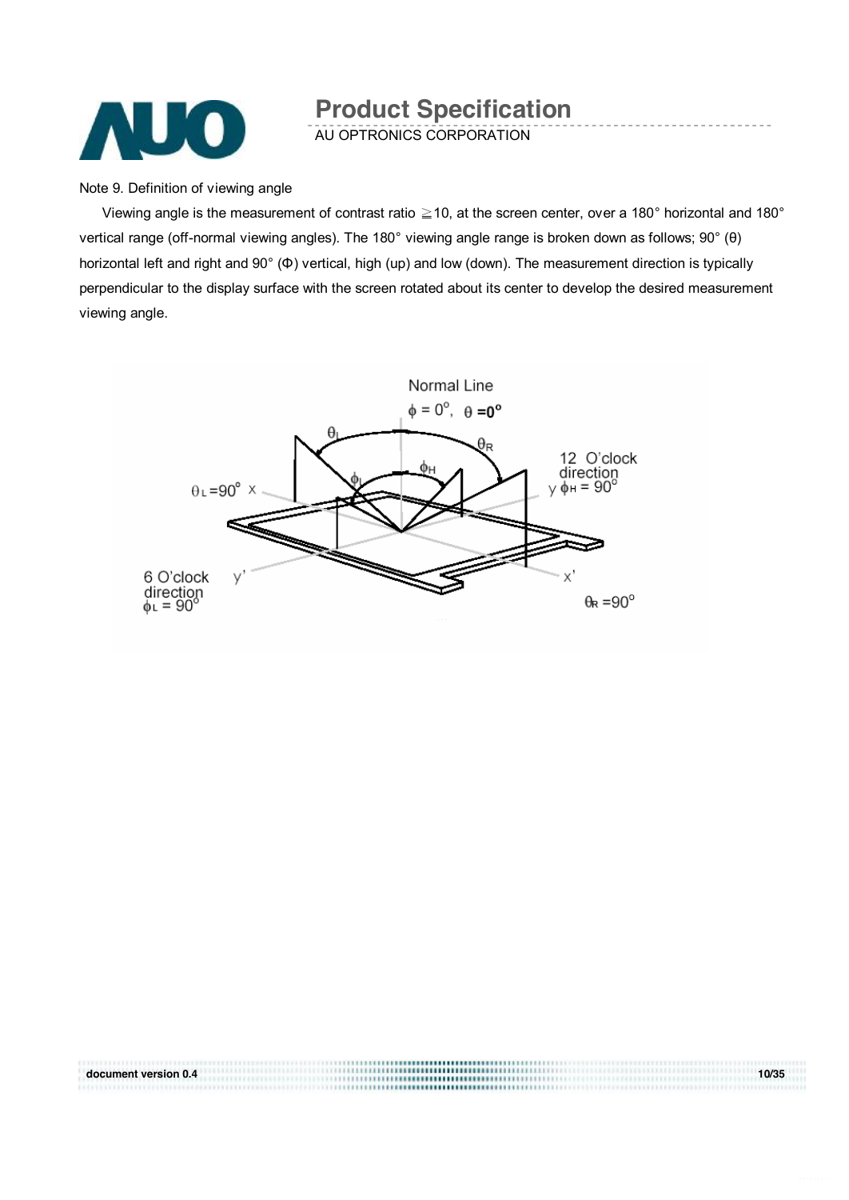Note 9. Definition of viewing angle

Viewing angle is the measurement of contrast ratio ≧10, at the screen center, over a 180° horizontal and 180° vertical range (off-normal viewing angles). The 180° viewing angle range is broken down as follows; 90° (θ) horizontal left and right and 90° (Φ) vertical, high (up) and low (down). The measurement direction is typically perpendicular to the display surface with the screen rotated about its center to develop the desired measurement viewing angle.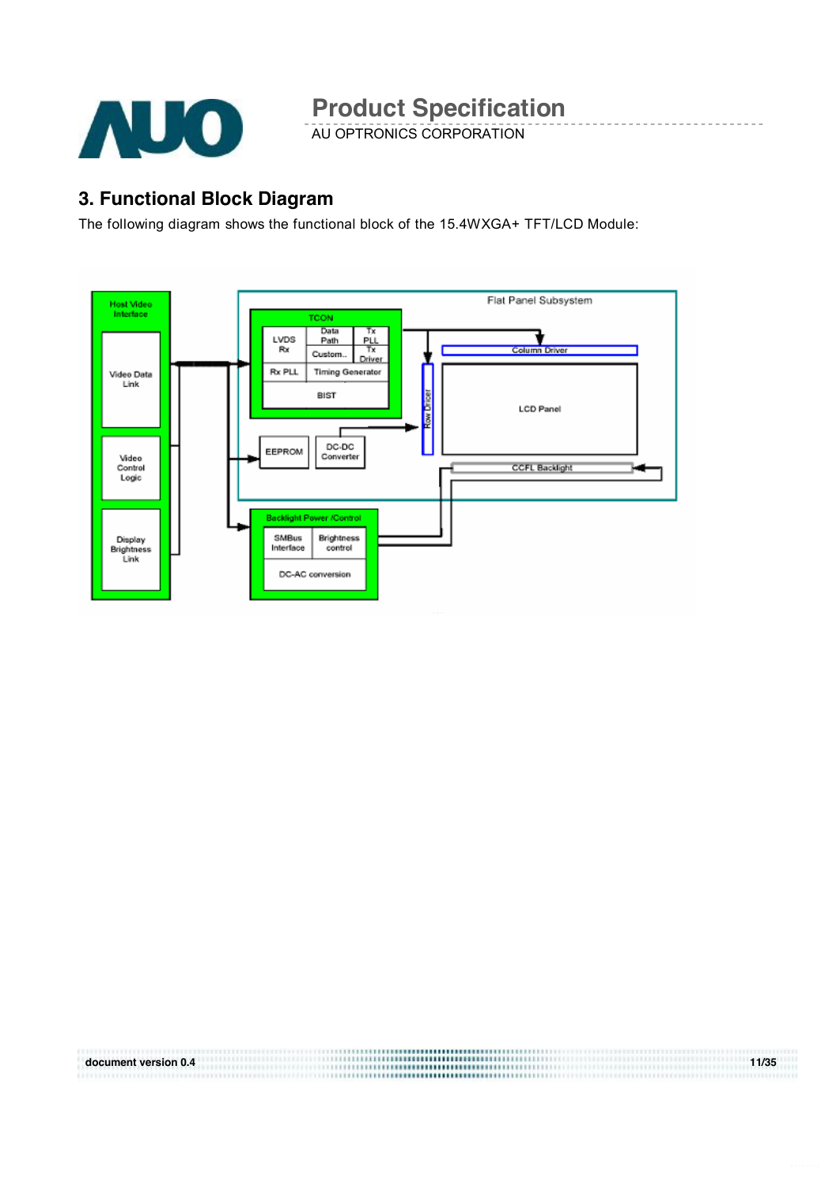## 3. Functional Block Diagram

The following diagram shows the functional block of the 15.4WXGA+ TFT/LCD Module: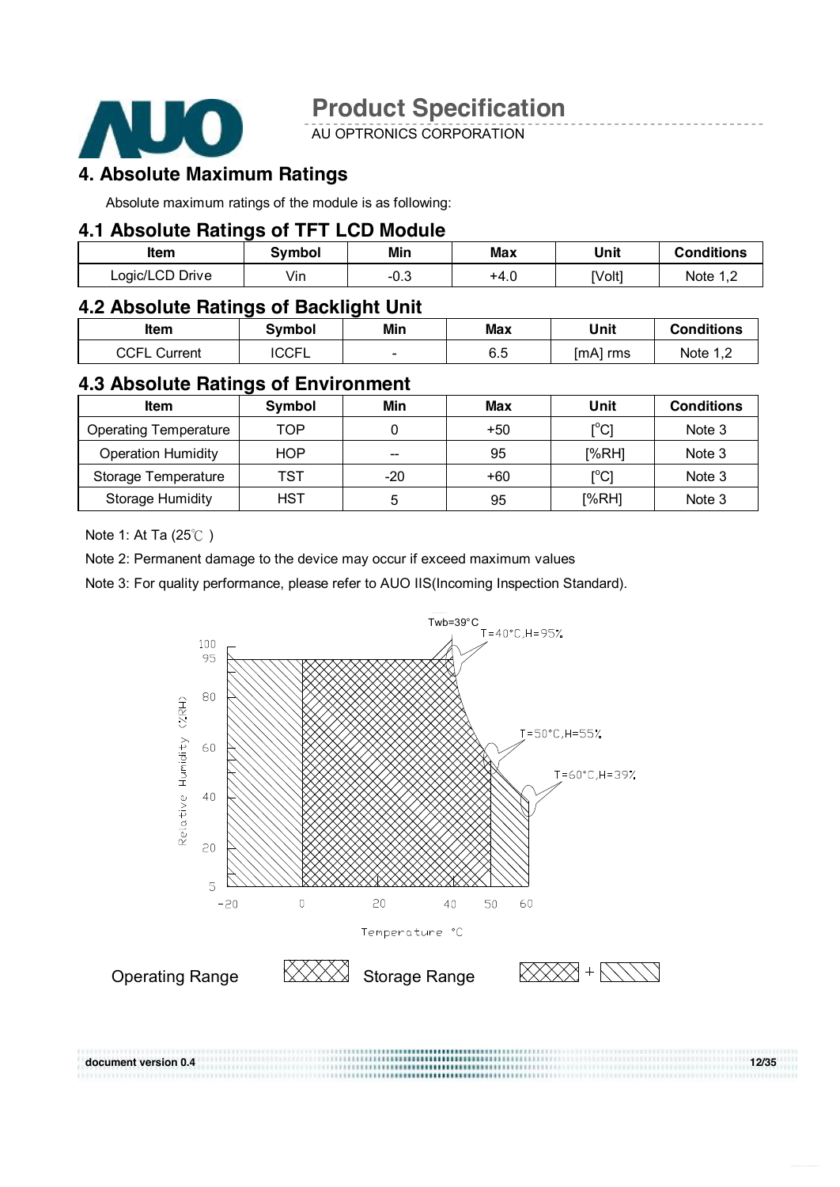## 4. Absolute Maximum Ratings

Absolute maximum ratings of the module is as following:

### 4.1 Absolute Ratings of TFT LCD Module

| Item | Symbol | Min | Max | Unit | Conditions |
|---|---|---|---|---|---|
| Logic/LCD Drive | Vin | -0.3 | +4.0 | [Volt] | Note 1,2 |

### 4.2 Absolute Ratings of Backlight Unit

| Item | Symbol | Min | Max | Unit | Conditions |
|---|---|---|---|---|---|
| CCFL Current | ICCFL | - | 6.5 | [mA] rms | Note 1,2 |

### 4.3 Absolute Ratings of Environment

| Item | Symbol | Min | Max | Unit | Conditions |
|---|---|---|---|---|---|
| Operating Temperature | TOP | 0 | +50 | [°C] | Note 3 |
| Operation Humidity | HOP | -- | 95 | [%RH] | Note 3 |
| Storage Temperature | TST | -20 | +60 | [°C] | Note 3 |
| Storage Humidity | HST | 5 | 95 | [%RH] | Note 3 |

Note 1: At Ta (25℃ )

Note 2: Permanent damage to the device may occur if exceed maximum values

Note 3: For quality performance, please refer to AUO IIS(Incoming Inspection Standard).

Twb=39°C

T=40°C,H=95%

T=50°C,H=55%

T=60°C,H=39%

Relative Humidity (%RH)

Temperature °C

Operating Range

Storage Range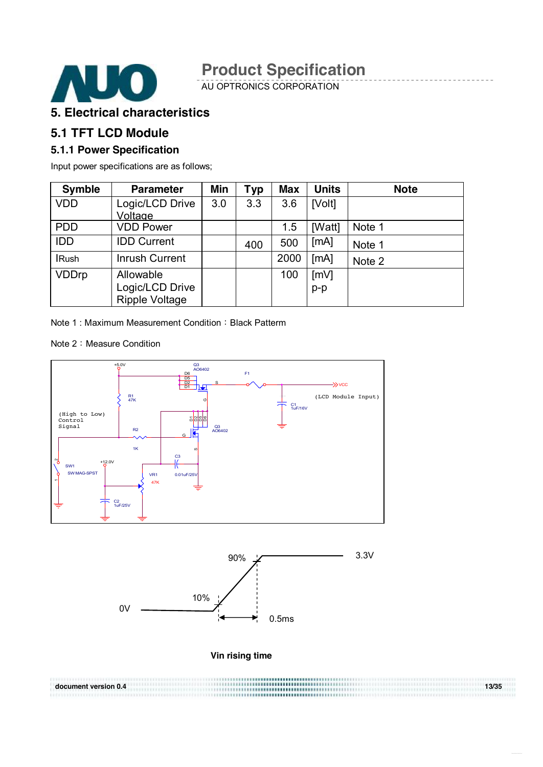# 5. Electrical characteristics

## 5.1 TFT LCD Module

### 5.1.1 Power Specification

Input power specifications are as follows;

| Symble | Parameter | Min | Typ | Max | Units | Note |
|---|---|---|---|---|---|---|
| VDD | Logic/LCD Drive Voltage | 3.0 | 3.3 | 3.6 | [Volt] | |
| PDD | VDD Power | | | 1.5 | [Watt] | Note 1 |
| IDD | IDD Current | | 400 | 500 | [mA] | Note 1 |
| IRush | Inrush Current | | | 2000 | [mA] | Note 2 |
| VDDrp | Allowable Logic/LCD Drive Ripple Voltage | | | 100 | [mV] p-p | |

Note 1 : Maximum Measurement Condition：Black Pattern

Note 2：Measure Condition

Vin rising time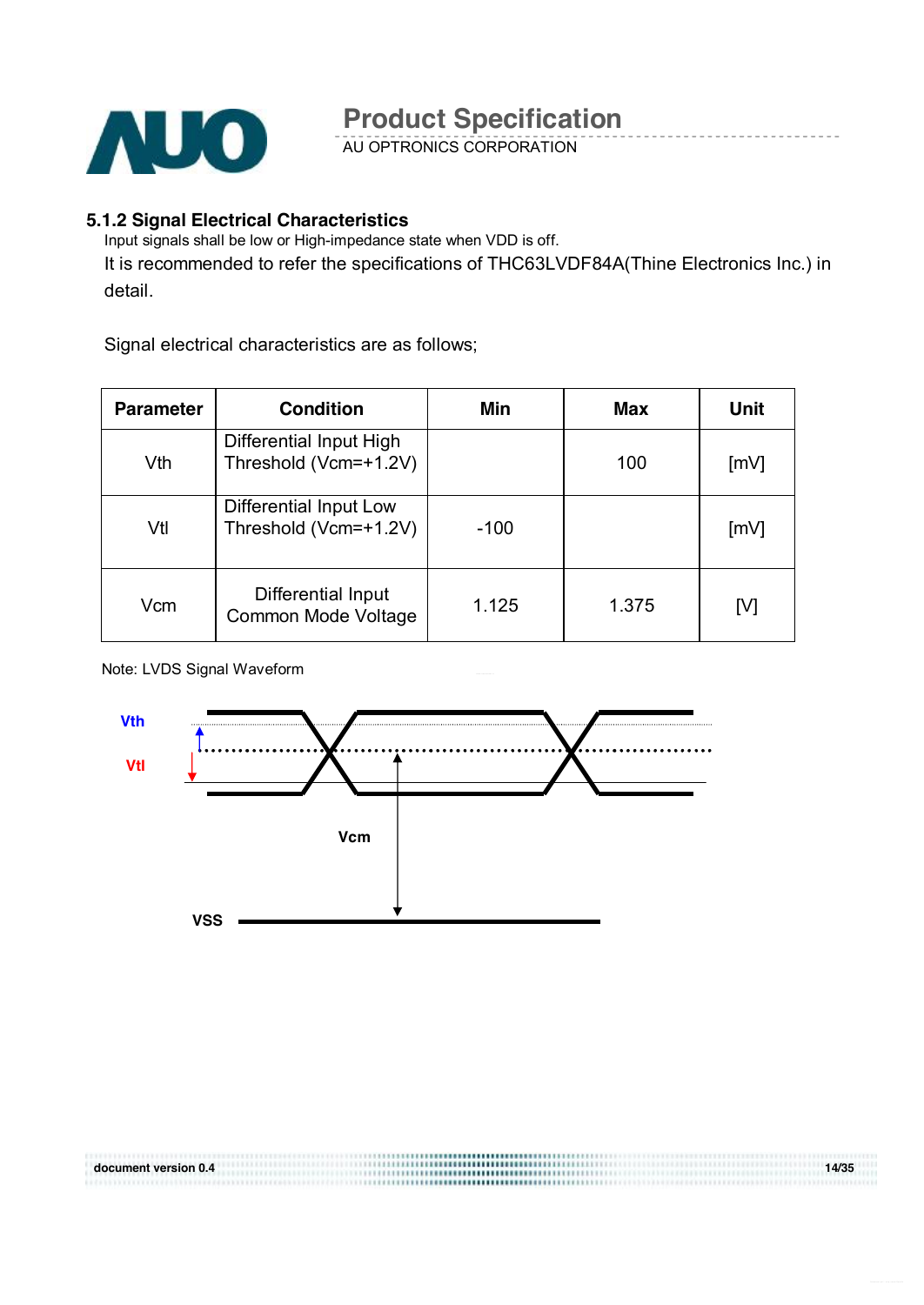### 5.1.2 Signal Electrical Characteristics

Input signals shall be low or High-impedance state when VDD is off.

It is recommended to refer the specifications of THC63LVDF84A(Thine Electronics Inc.) in detail.

Signal electrical characteristics are as follows;

| Parameter | Condition | Min | Max | Unit |
|---|---|---|---|---|
| Vth | Differential Input High Threshold (Vcm=+1.2V) | | 100 | [mV] |
| Vtl | Differential Input Low Threshold (Vcm=+1.2V) | -100 | | [mV] |
| Vcm | Differential Input Common Mode Voltage | 1.125 | 1.375 | [V] |

Note: LVDS Signal Waveform

Vth

Vtl

Vcm

VSS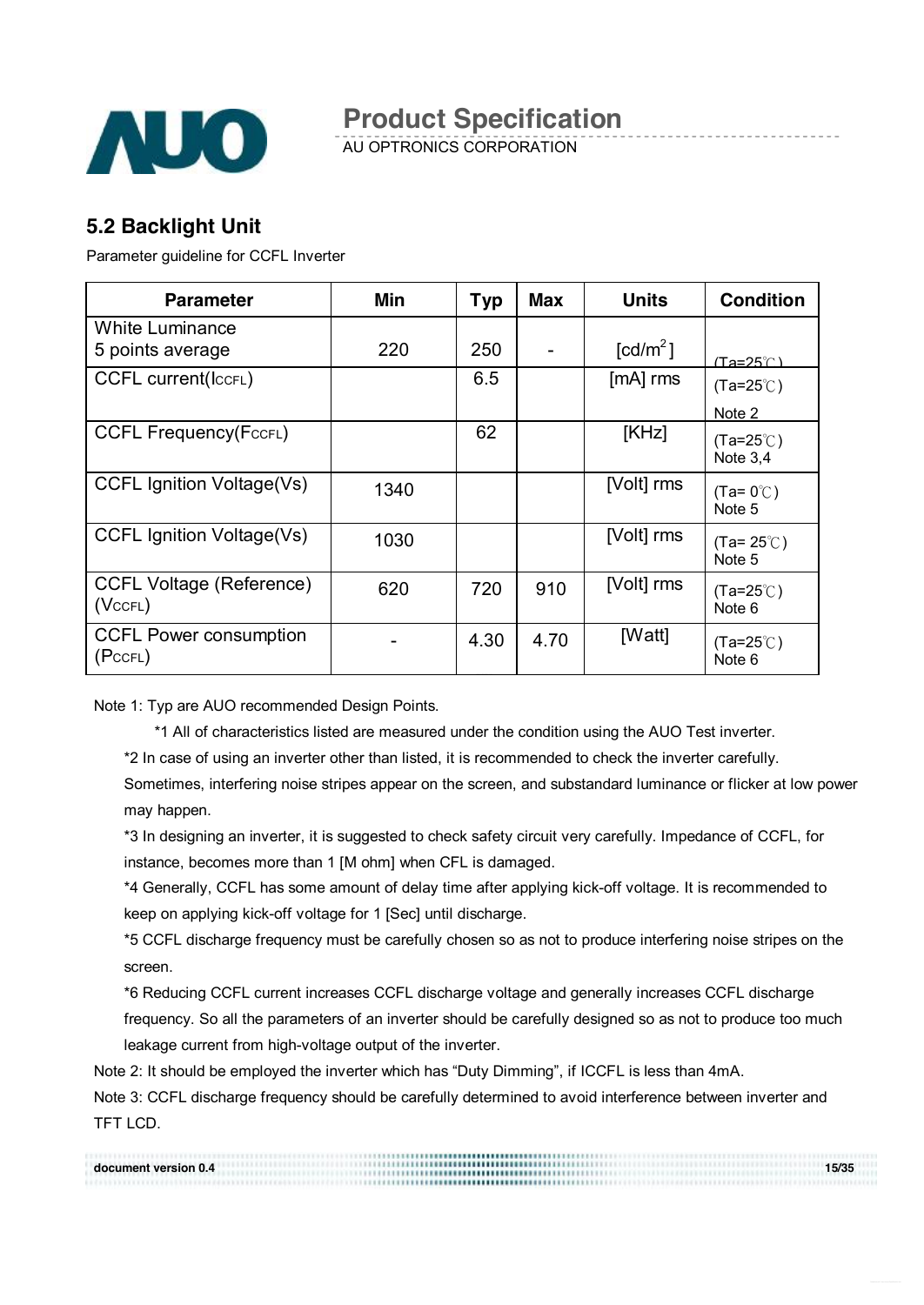## 5.2 Backlight Unit

Parameter guideline for CCFL Inverter

| Parameter | Min | Typ | Max | Units | Condition |
|---|---|---|---|---|---|
| White Luminance 5 points average | 220 | 250 | - | [cd/m$^2$] | (Ta=25℃) |
| CCFL current($I_{CCFL}$) | | 6.5 | | [mA] rms | (Ta=25℃) Note 2 |
| CCFL Frequency($F_{CCFL}$) | | 62 | | [KHz] | (Ta=25℃) Note 3,4 |
| CCFL Ignition Voltage(Vs) | 1340 | | | [Volt] rms | (Ta= 0℃) Note 5 |
| CCFL Ignition Voltage(Vs) | 1030 | | | [Volt] rms | (Ta= 25℃) Note 5 |
| CCFL Voltage (Reference) ($V_{CCFL}$) | 620 | 720 | 910 | [Volt] rms | (Ta=25℃) Note 6 |
| CCFL Power consumption ($P_{CCFL}$) | - | 4.30 | 4.70 | [Watt] | (Ta=25℃) Note 6 |

Note 1: Typ are AUO recommended Design Points.

*1 All of characteristics listed are measured under the condition using the AUO Test inverter.

*2 In case of using an inverter other than listed, it is recommended to check the inverter carefully. Sometimes, interfering noise stripes appear on the screen, and substandard luminance or flicker at low power may happen.

*3 In designing an inverter, it is suggested to check safety circuit very carefully. Impedance of CCFL, for instance, becomes more than 1 [M ohm] when CFL is damaged.

*4 Generally, CCFL has some amount of delay time after applying kick-off voltage. It is recommended to keep on applying kick-off voltage for 1 [Sec] until discharge.

*5 CCFL discharge frequency must be carefully chosen so as not to produce interfering noise stripes on the screen.

*6 Reducing CCFL current increases CCFL discharge voltage and generally increases CCFL discharge frequency. So all the parameters of an inverter should be carefully designed so as not to produce too much leakage current from high-voltage output of the inverter.

Note 2: It should be employed the inverter which has "Duty Dimming", if ICCFL is less than 4mA.

Note 3: CCFL discharge frequency should be carefully determined to avoid interference between inverter and TFT LCD.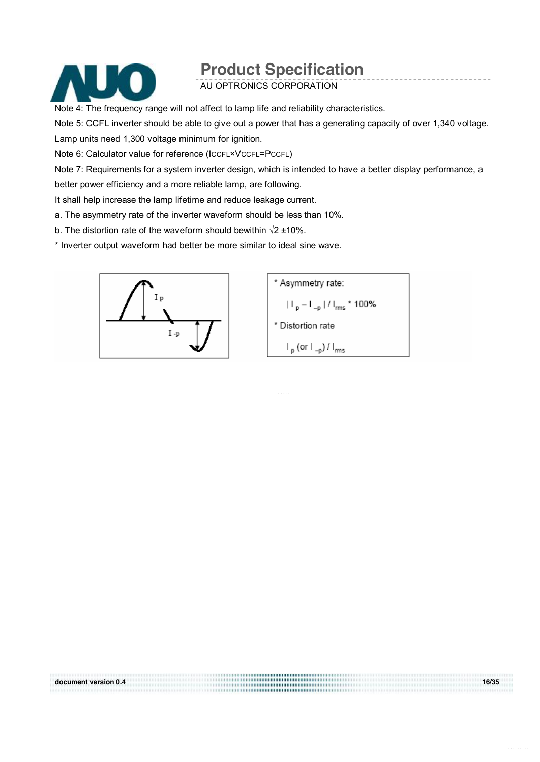Note 4: The frequency range will not affect to lamp life and reliability characteristics.

Note 5: CCFL inverter should be able to give out a power that has a generating capacity of over 1,340 voltage. Lamp units need 1,300 voltage minimum for ignition.

Note 6: Calculator value for reference ($I_{CCFL} \times V_{CCFL} = P_{CCFL}$)

Note 7: Requirements for a system inverter design, which is intended to have a better display performance, a better power efficiency and a more reliable lamp, are following.

It shall help increase the lamp lifetime and reduce leakage current.

a. The asymmetry rate of the inverter waveform should be less than 10%.

b. The distortion rate of the waveform should bewithin √2 ±10%.

* Inverter output waveform had better be more similar to ideal sine wave.

$I_p$

$I_{-p}$

* Asymmetry rate:

$| I_p - I_{-p} | / I_{rms}$ * 100%

* Distortion rate

$I_p$ (or $I_{-p}$) / $I_{rms}$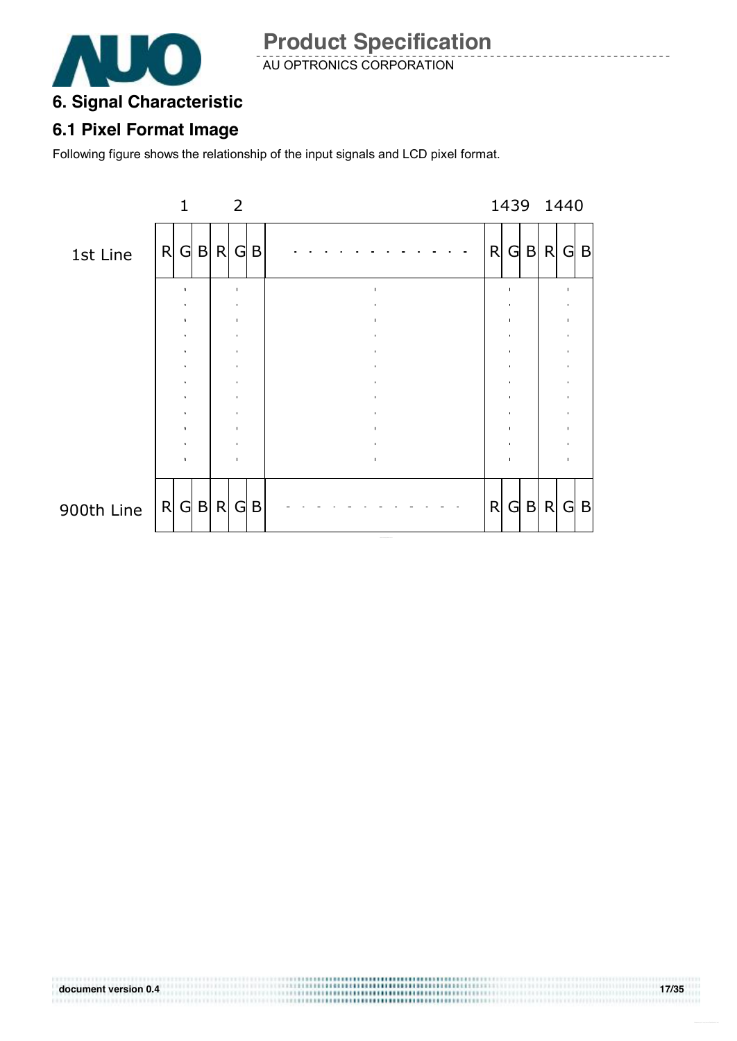## 6. Signal Characteristic

### 6.1 Pixel Format Image

Following figure shows the relationship of the input signals and LCD pixel format.

| | 1 | | | 2 | | | | 1439 | | | 1440 | | |
|---|---|---|---|---|---|---|---|---|---|---|---|---|---|
| 1st Line | R | G | B | R | G | B | - - - - - - - - - - - - | R | G | B | R | G | B |
| | ⋮ | | | ⋮ | | | ⋮ | ⋮ | | | ⋮ | | |
| 900th Line | R | G | B | R | G | B | - - - - - - - - - - - - | R | G | B | R | G | B |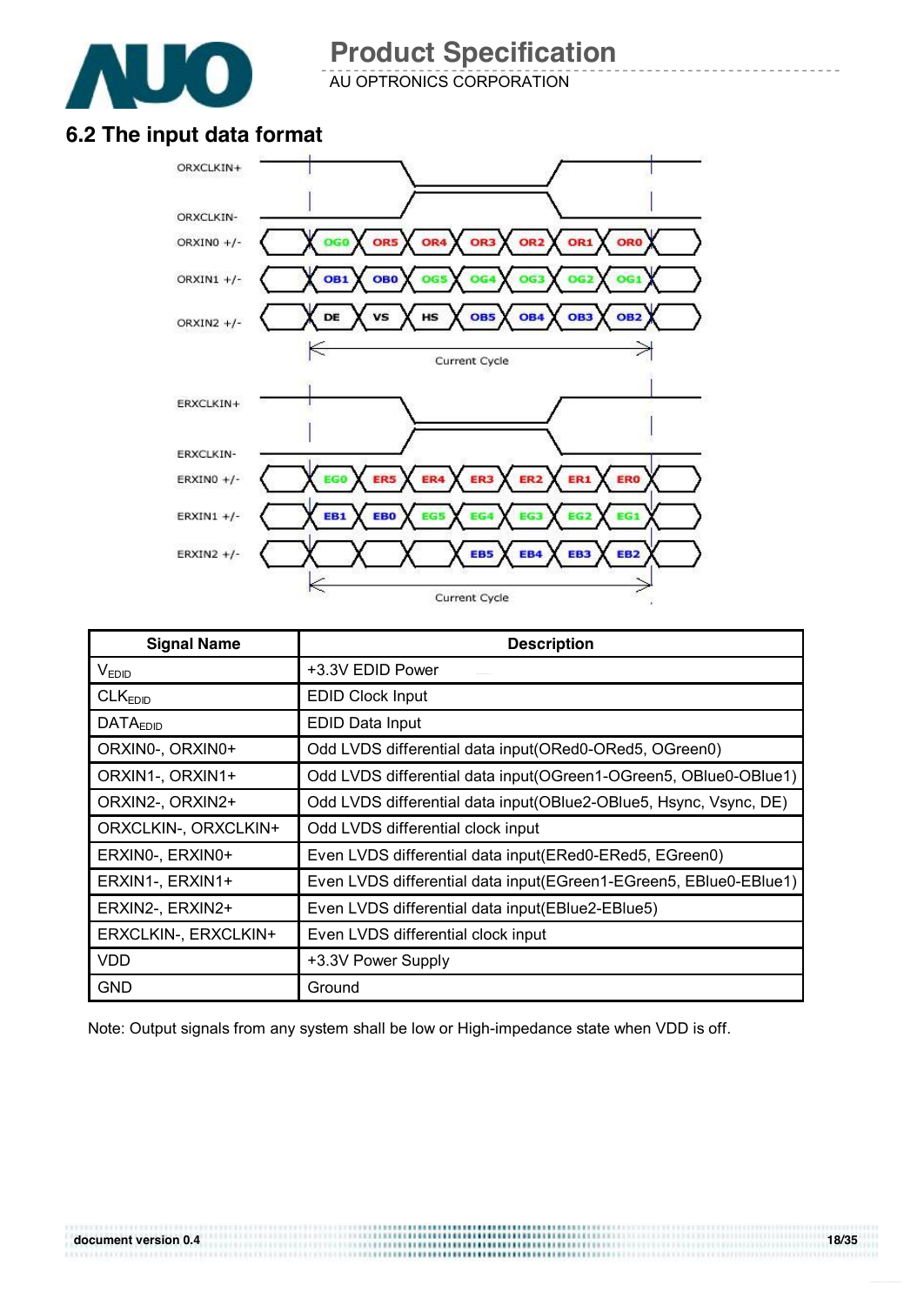## 6.2 The input data format

ORXCLKIN+

ORXCLKIN-

ORXIN0 +/- : OG0, OR5, OR4, OR3, OR2, OR1, OR0

ORXIN1 +/- : OB1, OB0, OG5, OG4, OG3, OG2, OG1

ORXIN2 +/- : DE, VS, HS, OB5, OB4, OB3, OB2

Current Cycle

ERXCLKIN+

ERXCLKIN-

ERXIN0 +/- : EG0, ER5, ER4, ER3, ER2, ER1, ER0

ERXIN1 +/- : EB1, EB0, EG5, EG4, EG3, EG2, EG1

ERXIN2 +/- : EB5, EB4, EB3, EB2

Current Cycle

| Signal Name | Description |
|---|---|
| $V_{EDID}$ | +3.3V EDID Power |
| $CLK_{EDID}$ | EDID Clock Input |
| $DATA_{EDID}$ | EDID Data Input |
| ORXIN0-, ORXIN0+ | Odd LVDS differential data input(ORed0-ORed5, OGreen0) |
| ORXIN1-, ORXIN1+ | Odd LVDS differential data input(OGreen1-OGreen5, OBlue0-OBlue1) |
| ORXIN2-, ORXIN2+ | Odd LVDS differential data input(OBlue2-OBlue5, Hsync, Vsync, DE) |
| ORXCLKIN-, ORXCLKIN+ | Odd LVDS differential clock input |
| ERXIN0-, ERXIN0+ | Even LVDS differential data input(ERed0-ERed5, EGreen0) |
| ERXIN1-, ERXIN1+ | Even LVDS differential data input(EGreen1-EGreen5, EBlue0-EBlue1) |
| ERXIN2-, ERXIN2+ | Even LVDS differential data input(EBlue2-EBlue5) |
| ERXCLKIN-, ERXCLKIN+ | Even LVDS differential clock input |
| VDD | +3.3V Power Supply |
| GND | Ground |

Note: Output signals from any system shall be low or High-impedance state when VDD is off.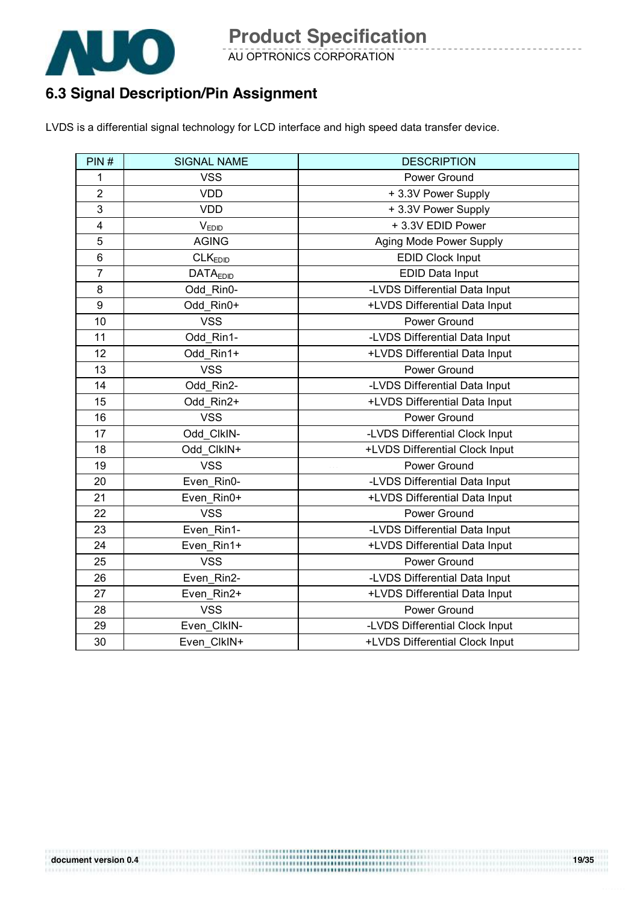## 6.3 Signal Description/Pin Assignment

LVDS is a differential signal technology for LCD interface and high speed data transfer device.

| PIN # | SIGNAL NAME | DESCRIPTION |
|---|---|---|
| 1 | VSS | Power Ground |
| 2 | VDD | + 3.3V Power Supply |
| 3 | VDD | + 3.3V Power Supply |
| 4 | $V_{EDID}$ | + 3.3V EDID Power |
| 5 | AGING | Aging Mode Power Supply |
| 6 | $CLK_{EDID}$ | EDID Clock Input |
| 7 | $DATA_{EDID}$ | EDID Data Input |
| 8 | Odd_Rin0- | -LVDS Differential Data Input |
| 9 | Odd_Rin0+ | +LVDS Differential Data Input |
| 10 | VSS | Power Ground |
| 11 | Odd_Rin1- | -LVDS Differential Data Input |
| 12 | Odd_Rin1+ | +LVDS Differential Data Input |
| 13 | VSS | Power Ground |
| 14 | Odd_Rin2- | -LVDS Differential Data Input |
| 15 | Odd_Rin2+ | +LVDS Differential Data Input |
| 16 | VSS | Power Ground |
| 17 | Odd_ClkIN- | -LVDS Differential Clock Input |
| 18 | Odd_ClkIN+ | +LVDS Differential Clock Input |
| 19 | VSS | Power Ground |
| 20 | Even_Rin0- | -LVDS Differential Data Input |
| 21 | Even_Rin0+ | +LVDS Differential Data Input |
| 22 | VSS | Power Ground |
| 23 | Even_Rin1- | -LVDS Differential Data Input |
| 24 | Even_Rin1+ | +LVDS Differential Data Input |
| 25 | VSS | Power Ground |
| 26 | Even_Rin2- | -LVDS Differential Data Input |
| 27 | Even_Rin2+ | +LVDS Differential Data Input |
| 28 | VSS | Power Ground |
| 29 | Even_ClkIN- | -LVDS Differential Clock Input |
| 30 | Even_ClkIN+ | +LVDS Differential Clock Input |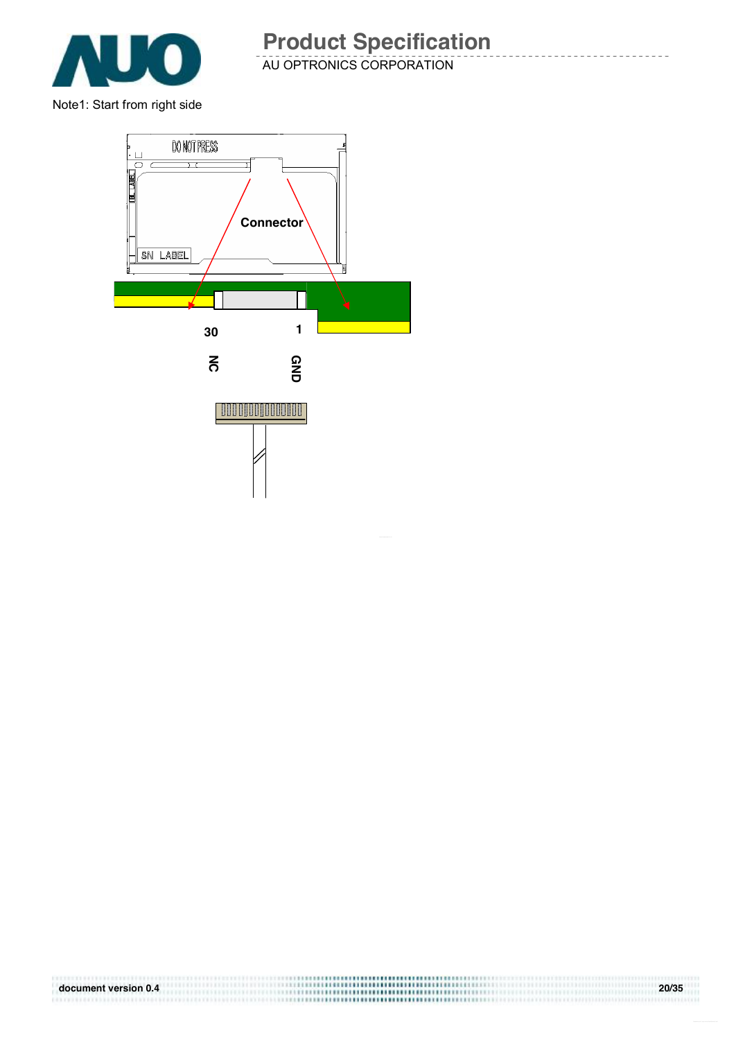Note1: Start from right side

Connector

30 NC

1 GND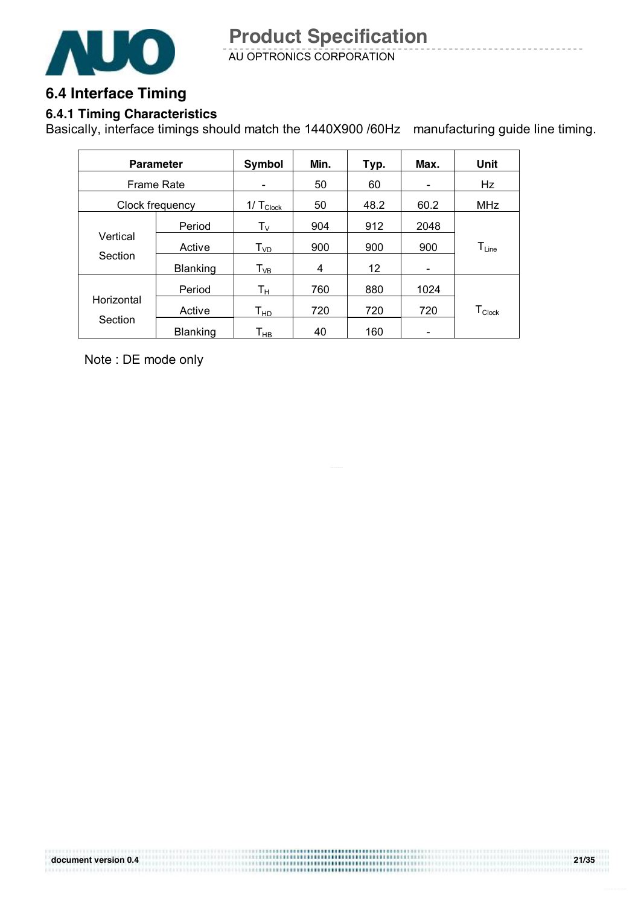## 6.4 Interface Timing

### 6.4.1 Timing Characteristics

Basically, interface timings should match the 1440X900 /60Hz manufacturing guide line timing.

| Parameter | | Symbol | Min. | Typ. | Max. | Unit |
|---|---|---|---|---|---|---|
| Frame Rate | | - | 50 | 60 | - | Hz |
| Clock frequency | | $1/\ T_{Clock}$ | 50 | 48.2 | 60.2 | MHz |
| Vertical Section | Period | $T_V$ | 904 | 912 | 2048 | $T_{Line}$ |
| | Active | $T_{VD}$ | 900 | 900 | 900 | |
| | Blanking | $T_{VB}$ | 4 | 12 | - | |
| Horizontal Section | Period | $T_H$ | 760 | 880 | 1024 | $T_{Clock}$ |
| | Active | $T_{HD}$ | 720 | 720 | 720 | |
| | Blanking | $T_{HB}$ | 40 | 160 | - | |

Note : DE mode only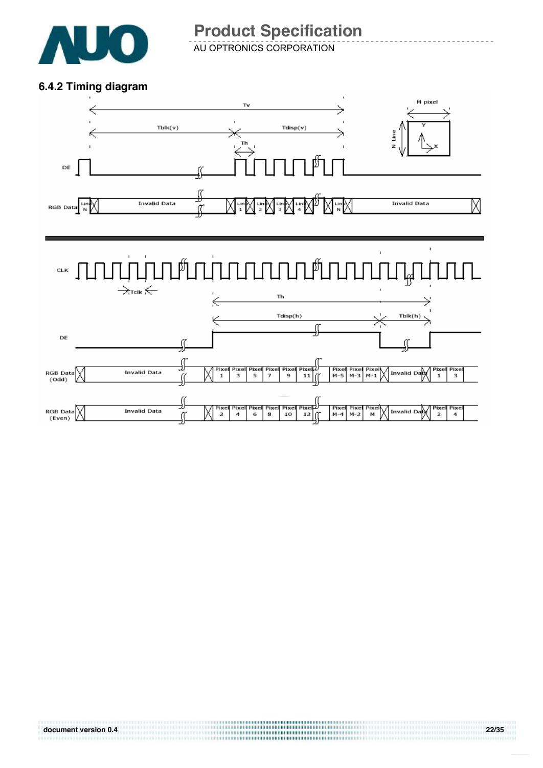### 6.4.2 Timing diagram

Tv

Tblk(v) Tdisp(v)

Th

M pixel

N Line

Y

X

DE

RGB Data Line N Invalid Data Line 1 Line 2 Line 3 Line 4 Line N Invalid Data

CLK

Tclk

Th

Tdisp(h) Tblk(h)

DE

RGB Data (Odd) Invalid Data Pixel 1 Pixel 3 Pixel 5 Pixel 7 Pixel 9 Pixel 11 Pixel M-5 Pixel M-3 Pixel M-1 Invalid Data Pixel 1 Pixel 3

RGB Data (Even) Invalid Data Pixel 2 Pixel 4 Pixel 6 Pixel 8 Pixel 10 Pixel 12 Pixel M-4 Pixel M-2 Pixel M Invalid Data Pixel 2 Pixel 4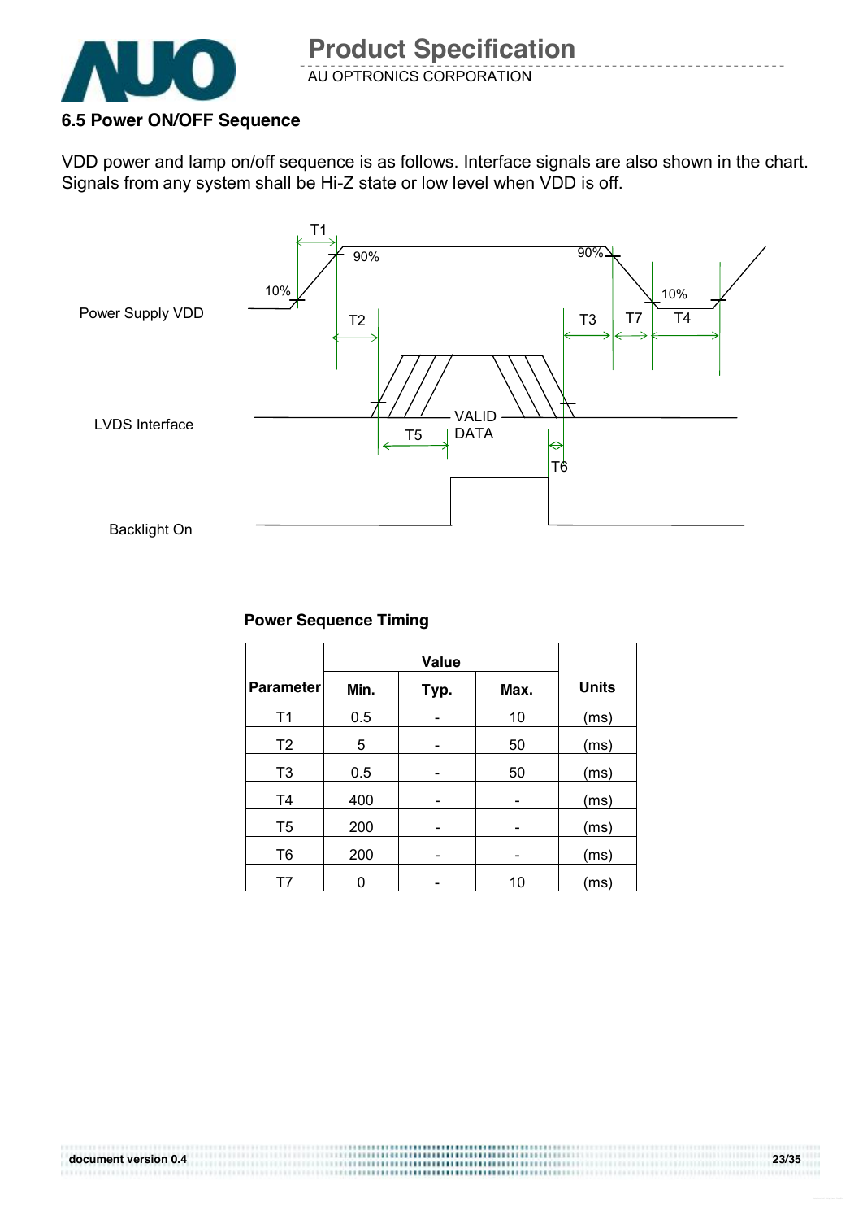### 6.5 Power ON/OFF Sequence

VDD power and lamp on/off sequence is as follows. Interface signals are also shown in the chart. Signals from any system shall be Hi-Z state or low level when VDD is off.

Power Supply VDD

LVDS Interface

Backlight On

T1 T2 T3 T4 T5 T6 T7 10% 90% 90% 10% VALID DATA

**Power Sequence Timing**

| Parameter | Value | | | Units |
|---|---|---|---|---|
| | Min. | Typ. | Max. | |
| T1 | 0.5 | - | 10 | (ms) |
| T2 | 5 | - | 50 | (ms) |
| T3 | 0.5 | - | 50 | (ms) |
| T4 | 400 | - | - | (ms) |
| T5 | 200 | - | - | (ms) |
| T6 | 200 | - | - | (ms) |
| T7 | 0 | - | 10 | (ms) |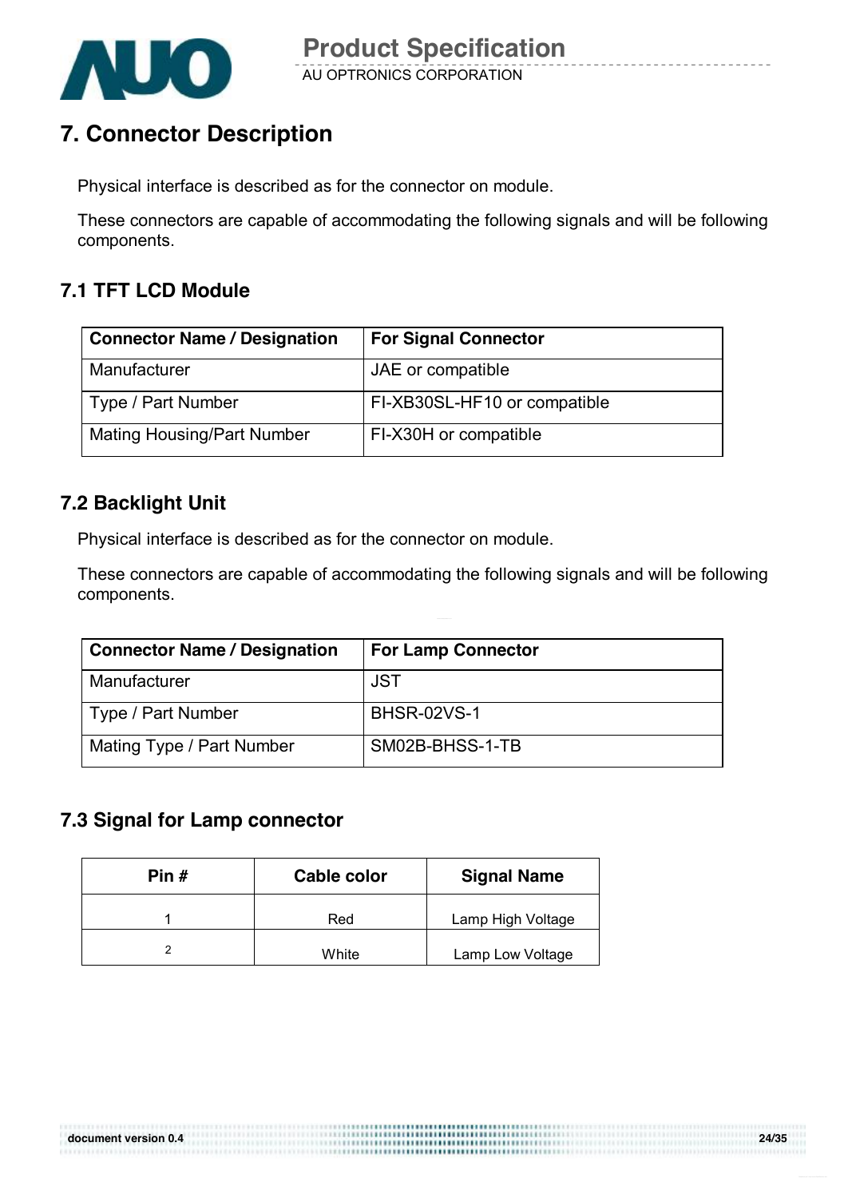# 7. Connector Description

Physical interface is described as for the connector on module.

These connectors are capable of accommodating the following signals and will be following components.

## 7.1 TFT LCD Module

| Connector Name / Designation | For Signal Connector |
|---|---|
| Manufacturer | JAE or compatible |
| Type / Part Number | FI-XB30SL-HF10 or compatible |
| Mating Housing/Part Number | FI-X30H or compatible |

## 7.2 Backlight Unit

Physical interface is described as for the connector on module.

These connectors are capable of accommodating the following signals and will be following components.

| Connector Name / Designation | For Lamp Connector |
|---|---|
| Manufacturer | JST |
| Type / Part Number | BHSR-02VS-1 |
| Mating Type / Part Number | SM02B-BHSS-1-TB |

## 7.3 Signal for Lamp connector

| Pin # | Cable color | Signal Name |
|---|---|---|
| 1 | Red | Lamp High Voltage |
| 2 | White | Lamp Low Voltage |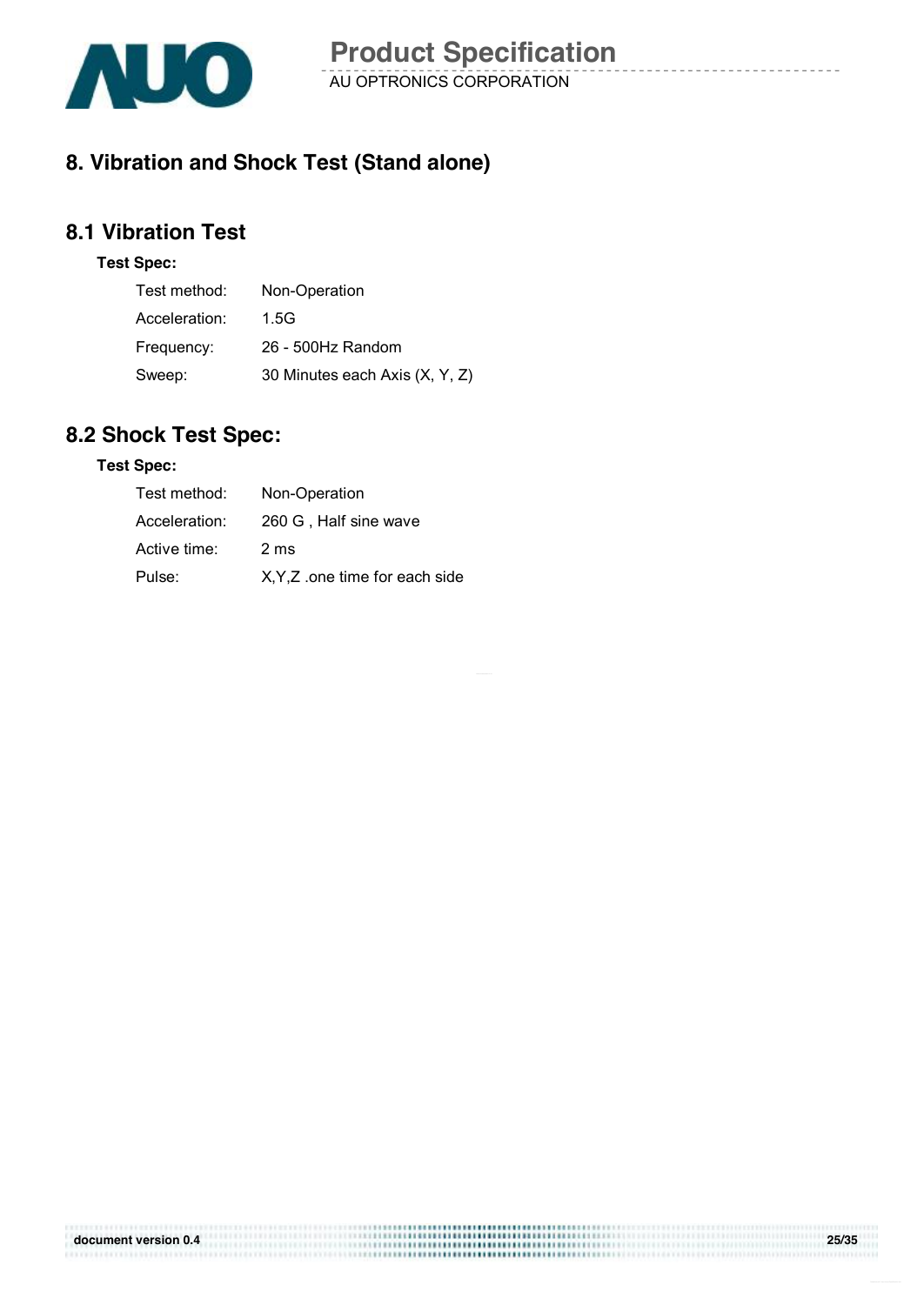# 8. Vibration and Shock Test (Stand alone)

## 8.1 Vibration Test

**Test Spec:**

| | |
|---|---|
| Test method: | Non-Operation |
| Acceleration: | 1.5G |
| Frequency: | 26 - 500Hz Random |
| Sweep: | 30 Minutes each Axis (X, Y, Z) |

## 8.2 Shock Test Spec:

**Test Spec:**

| | |
|---|---|
| Test method: | Non-Operation |
| Acceleration: | 260 G , Half sine wave |
| Active time: | 2 ms |
| Pulse: | X,Y,Z .one time for each side |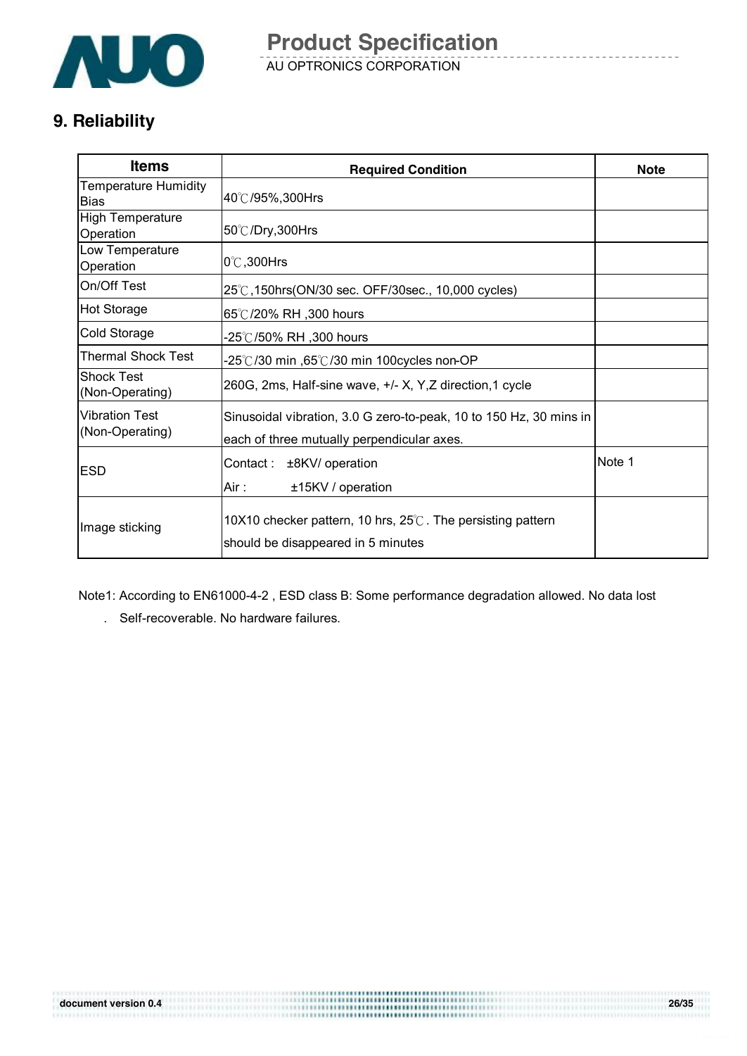## 9. Reliability

| Items | Required Condition | Note |
|---|---|---|
| Temperature Humidity Bias | 40℃/95%,300Hrs | |
| High Temperature Operation | 50℃/Dry,300Hrs | |
| Low Temperature Operation | 0℃,300Hrs | |
| On/Off Test | 25℃,150hrs(ON/30 sec. OFF/30sec., 10,000 cycles) | |
| Hot Storage | 65℃/20% RH ,300 hours | |
| Cold Storage | -25℃/50% RH ,300 hours | |
| Thermal Shock Test | -25℃/30 min ,65℃/30 min 100cycles non-OP | |
| Shock Test (Non-Operating) | 260G, 2ms, Half-sine wave, +/- X, Y,Z direction,1 cycle | |
| Vibration Test (Non-Operating) | Sinusoidal vibration, 3.0 G zero-to-peak, 10 to 150 Hz, 30 mins in each of three mutually perpendicular axes. | |
| ESD | Contact : ±8KV/ operation<br>Air : ±15KV / operation | Note 1 |
| Image sticking | 10X10 checker pattern, 10 hrs, 25℃. The persisting pattern should be disappeared in 5 minutes | |

Note1: According to EN61000-4-2 , ESD class B: Some performance degradation allowed. No data lost

. Self-recoverable. No hardware failures.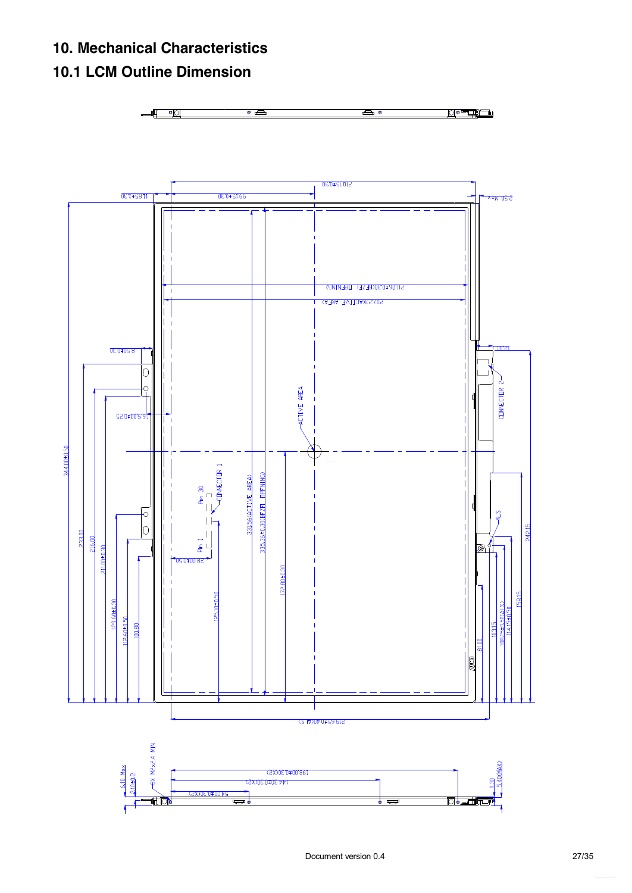# 10. Mechanical Characteristics

## 10.1 LCM Outline Dimension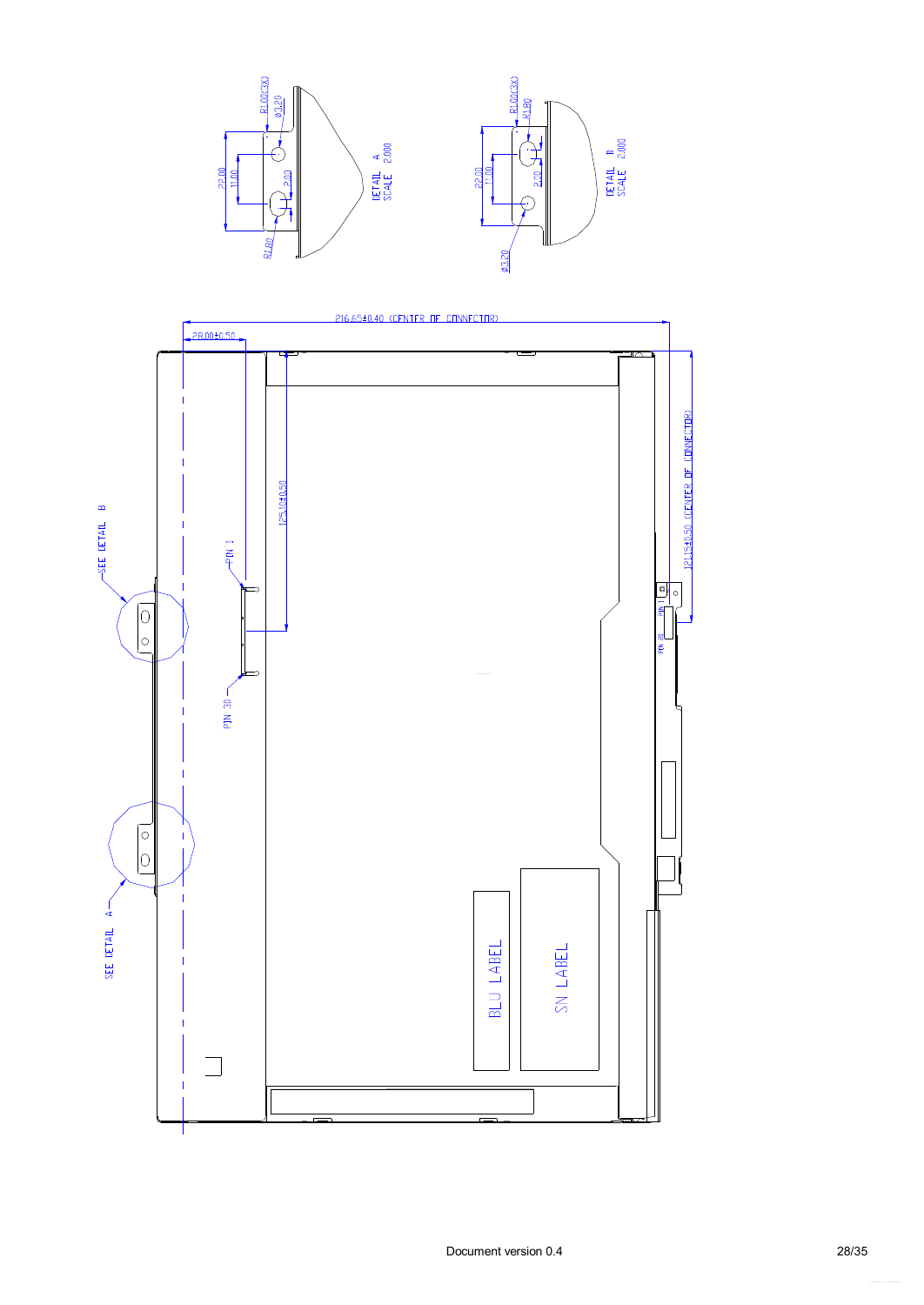DETAIL A
SCALE 2.000

R1.00(3X)
Ø3.20
22.00
11.00
2.00
R1.80

DETAIL B
SCALE 2.000

R1.00(3X)
R1.80
22.00
11.00
2.00
Ø3.20

216.65±0.40 (CENTER OF CONNECTOR)

28.00±0.50

125.10±0.50

121.15±0.50 (CENTER OF CONNECTOR)

SEE DETAIL B

SEE DETAIL A

PIN 1

PIN 30

PIN 1

PIN 20

BLU LABEL

SN LABEL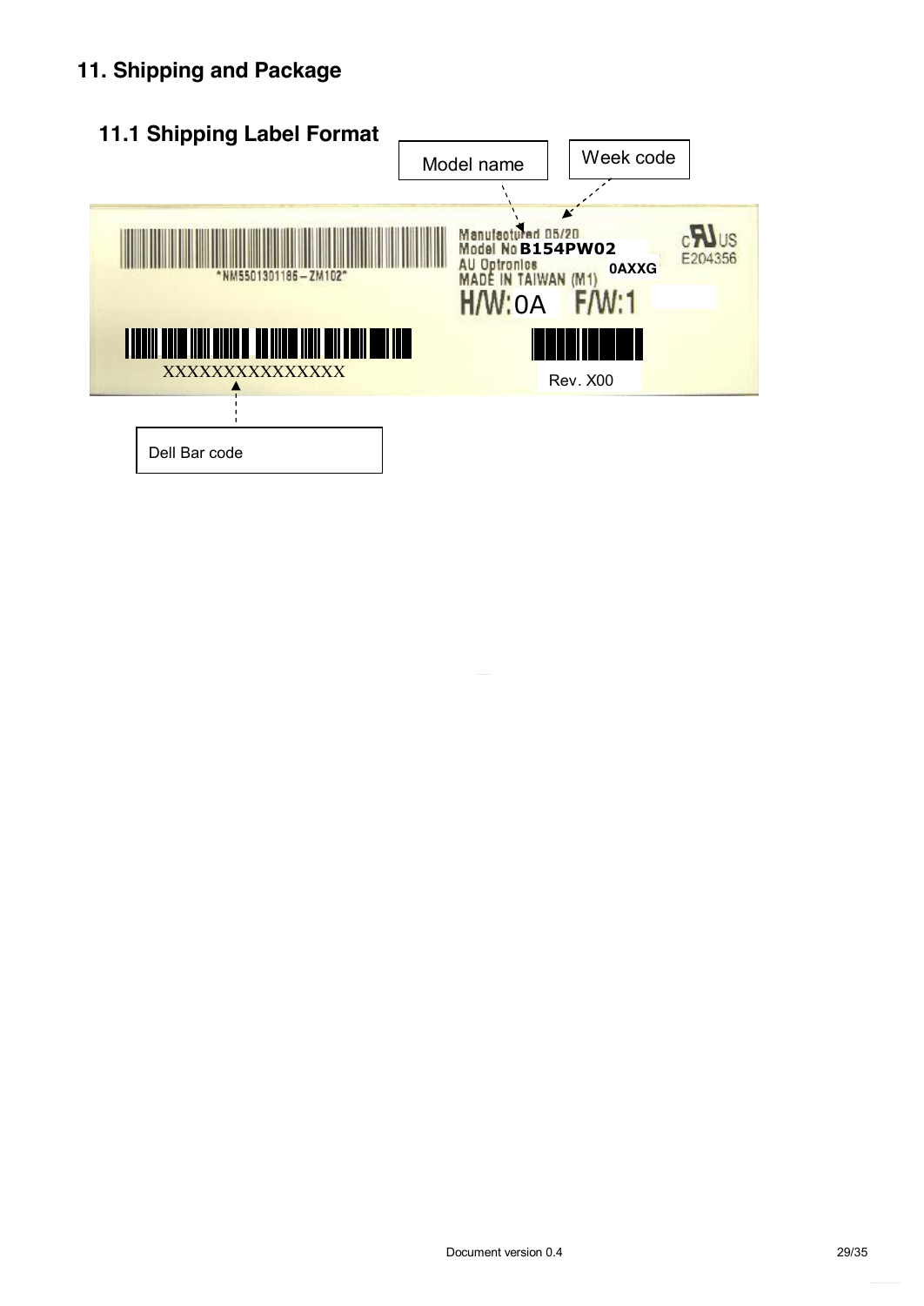# 11. Shipping and Package

## 11.1 Shipping Label Format

Model name

Week code

Manufactured 05/20
Model No B154PW02
AU Optronics
MADE IN TAIWAN (M1)
0AXXG
H/W: 0A F/W: 1

*NM5501301186-ZM102*

E204356

XXXXXXXXXXXXXXX

Rev. X00

Dell Bar code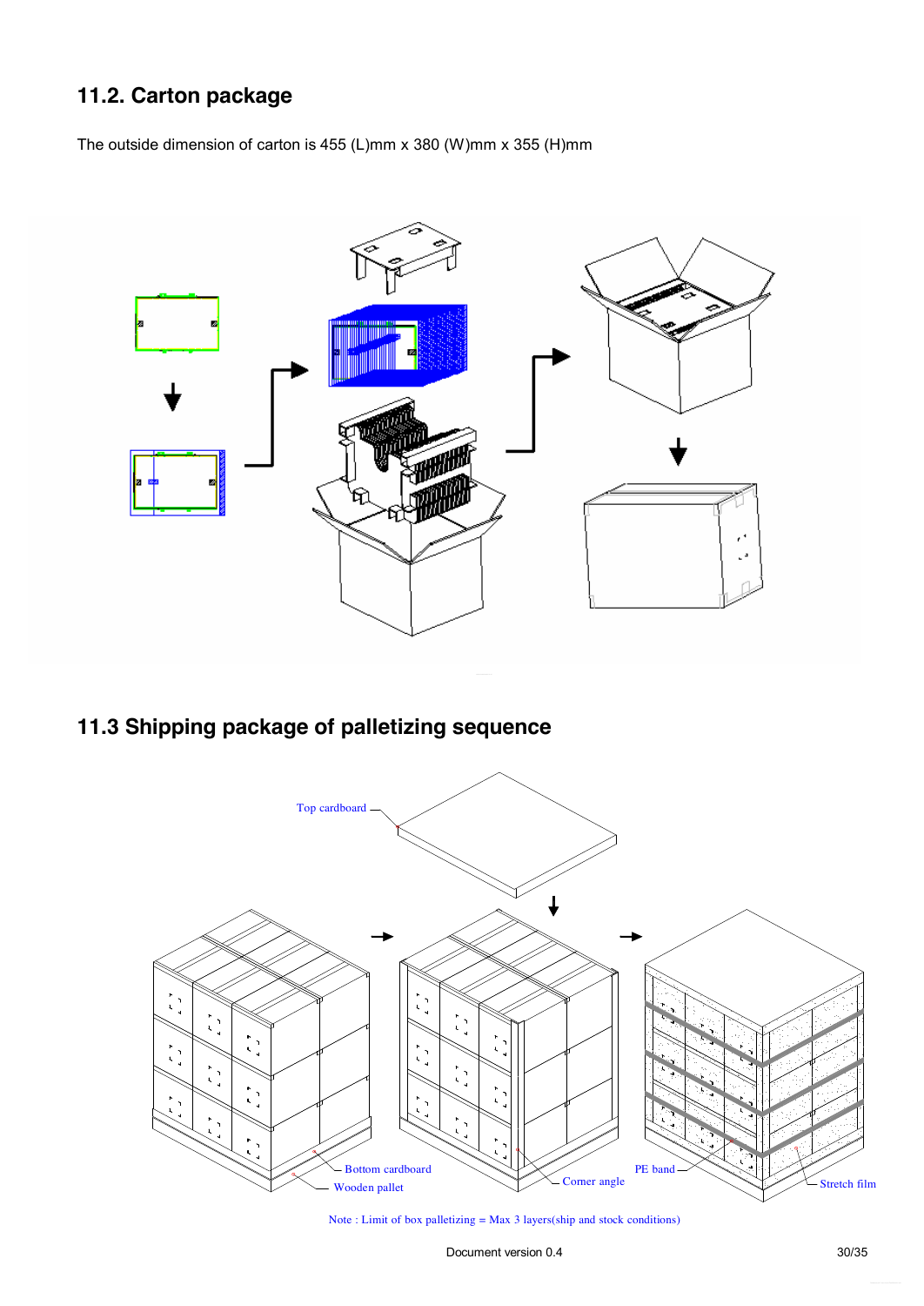## 11.2. Carton package

The outside dimension of carton is 455 (L)mm x 380 (W)mm x 355 (H)mm

## 11.3 Shipping package of palletizing sequence

Top cardboard

Bottom cardboard

Wooden pallet

Corner angle

PE band

Stretch film

Note : Limit of box palletizing = Max 3 layers(ship and stock conditions)

Document version 0.4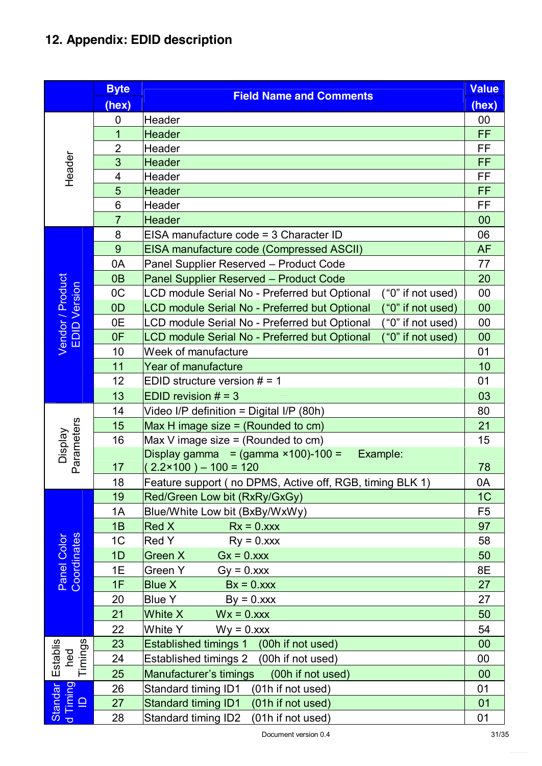# 12. Appendix: EDID description

| | Byte (hex) | Field Name and Comments | Value (hex) |
|---|---|---|---|
| Header | 0 | Header | 00 |
| | 1 | Header | FF |
| | 2 | Header | FF |
| | 3 | Header | FF |
| | 4 | Header | FF |
| | 5 | Header | FF |
| | 6 | Header | FF |
| | 7 | Header | 00 |
| Vendor / Product EDID Version | 8 | EISA manufacture code = 3 Character ID | 06 |
| | 9 | EISA manufacture code (Compressed ASCII) | AF |
| | 0A | Panel Supplier Reserved – Product Code | 77 |
| | 0B | Panel Supplier Reserved – Product Code | 20 |
| | 0C | LCD module Serial No - Preferred but Optional ("0" if not used) | 00 |
| | 0D | LCD module Serial No - Preferred but Optional ("0" if not used) | 00 |
| | 0E | LCD module Serial No - Preferred but Optional ("0" if not used) | 00 |
| | 0F | LCD module Serial No - Preferred but Optional ("0" if not used) | 00 |
| | 10 | Week of manufacture | 01 |
| | 11 | Year of manufacture | 10 |
| | 12 | EDID structure version # = 1 | 01 |
| | 13 | EDID revision # = 3 | 03 |
| Display Parameters | 14 | Video I/P definition = Digital I/P (80h) | 80 |
| | 15 | Max H image size = (Rounded to cm) | 21 |
| | 16 | Max V image size = (Rounded to cm) | 15 |
| | 17 | Display gamma = (gamma ×100)-100 = Example: ( 2.2×100 ) – 100 = 120 | 78 |
| | 18 | Feature support ( no DPMS, Active off, RGB, timing BLK 1) | 0A |
| Panel Color Coordinates | 19 | Red/Green Low bit (RxRy/GxGy) | 1C |
| | 1A | Blue/White Low bit (BxBy/WxWy) | F5 |
| | 1B | Red X Rx = 0.xxx | 97 |
| | 1C | Red Y Ry = 0.xxx | 58 |
| | 1D | Green X Gx = 0.xxx | 50 |
| | 1E | Green Y Gy = 0.xxx | 8E |
| | 1F | Blue X Bx = 0.xxx | 27 |
| | 20 | Blue Y By = 0.xxx | 27 |
| | 21 | White X Wx = 0.xxx | 50 |
| | 22 | White Y Wy = 0.xxx | 54 |
| Established Timings | 23 | Established timings 1 (00h if not used) | 00 |
| | 24 | Established timings 2 (00h if not used) | 00 |
| | 25 | Manufacturer's timings (00h if not used) | 00 |
| Standard Timing ID | 26 | Standard timing ID1 (01h if not used) | 01 |
| | 27 | Standard timing ID1 (01h if not used) | 01 |
| | 28 | Standard timing ID2 (01h if not used) | 01 |

Document version 0.4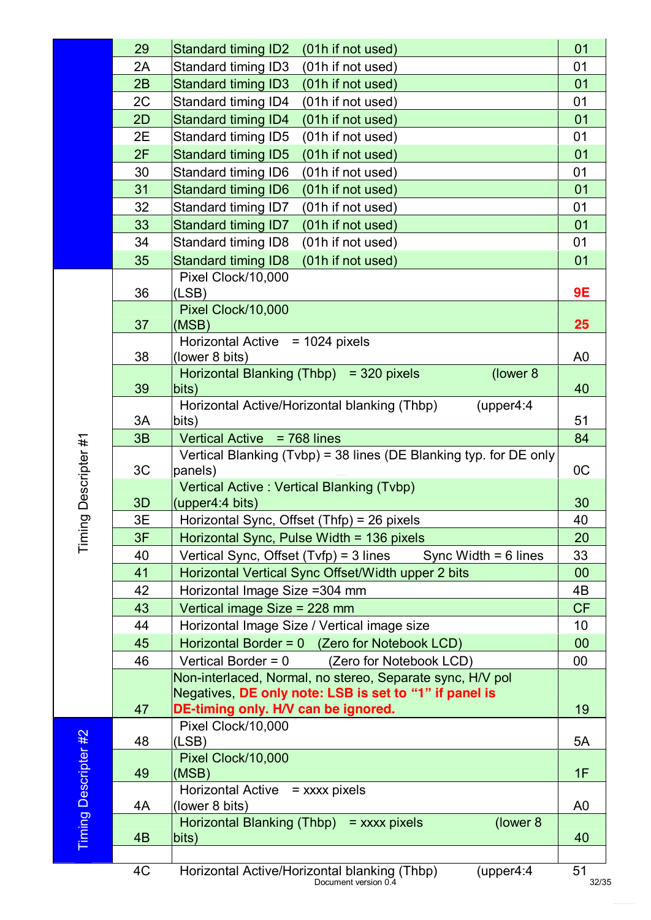| Section | Address | Description | Value |
|---|---|---|---|
| | 29 | Standard timing ID2 (01h if not used) | 01 |
| | 2A | Standard timing ID3 (01h if not used) | 01 |
| | 2B | Standard timing ID3 (01h if not used) | 01 |
| | 2C | Standard timing ID4 (01h if not used) | 01 |
| | 2D | Standard timing ID4 (01h if not used) | 01 |
| | 2E | Standard timing ID5 (01h if not used) | 01 |
| | 2F | Standard timing ID5 (01h if not used) | 01 |
| | 30 | Standard timing ID6 (01h if not used) | 01 |
| | 31 | Standard timing ID6 (01h if not used) | 01 |
| | 32 | Standard timing ID7 (01h if not used) | 01 |
| | 33 | Standard timing ID7 (01h if not used) | 01 |
| | 34 | Standard timing ID8 (01h if not used) | 01 |
| | 35 | Standard timing ID8 (01h if not used) | 01 |
| Timing Descripter #1 | 36 | Pixel Clock/10,000 (LSB) | **9E** |
| | 37 | Pixel Clock/10,000 (MSB) | **25** |
| | 38 | Horizontal Active = 1024 pixels (lower 8 bits) | A0 |
| | 39 | Horizontal Blanking (Thbp) = 320 pixels (lower 8 bits) | 40 |
| | 3A | Horizontal Active/Horizontal blanking (Thbp) (upper4:4 bits) | 51 |
| | 3B | Vertical Active = 768 lines | 84 |
| | 3C | Vertical Blanking (Tvbp) = 38 lines (DE Blanking typ. for DE only panels) | 0C |
| | 3D | Vertical Active : Vertical Blanking (Tvbp) (upper4:4 bits) | 30 |
| | 3E | Horizontal Sync, Offset (Thfp) = 26 pixels | 40 |
| | 3F | Horizontal Sync, Pulse Width = 136 pixels | 20 |
| | 40 | Vertical Sync, Offset (Tvfp) = 3 lines Sync Width = 6 lines | 33 |
| | 41 | Horizontal Vertical Sync Offset/Width upper 2 bits | 00 |
| | 42 | Horizontal Image Size =304 mm | 4B |
| | 43 | Vertical image Size = 228 mm | CF |
| | 44 | Horizontal Image Size / Vertical image size | 10 |
| | 45 | Horizontal Border = 0 (Zero for Notebook LCD) | 00 |
| | 46 | Vertical Border = 0 (Zero for Notebook LCD) | 00 |
| | 47 | Non-interlaced, Normal, no stereo, Separate sync, H/V pol Negatives, **DE only note: LSB is set to "1" if panel is DE-timing only. H/V can be ignored.** | 19 |
| Timing Descripter #2 | 48 | Pixel Clock/10,000 (LSB) | 5A |
| | 49 | Pixel Clock/10,000 (MSB) | 1F |
| | 4A | Horizontal Active = xxxx pixels (lower 8 bits) | A0 |
| | 4B | Horizontal Blanking (Thbp) = xxxx pixels (lower 8 bits) | 40 |
| | 4C | Horizontal Active/Horizontal blanking (Thbp) (upper4:4 | 51 |

Document version 0.4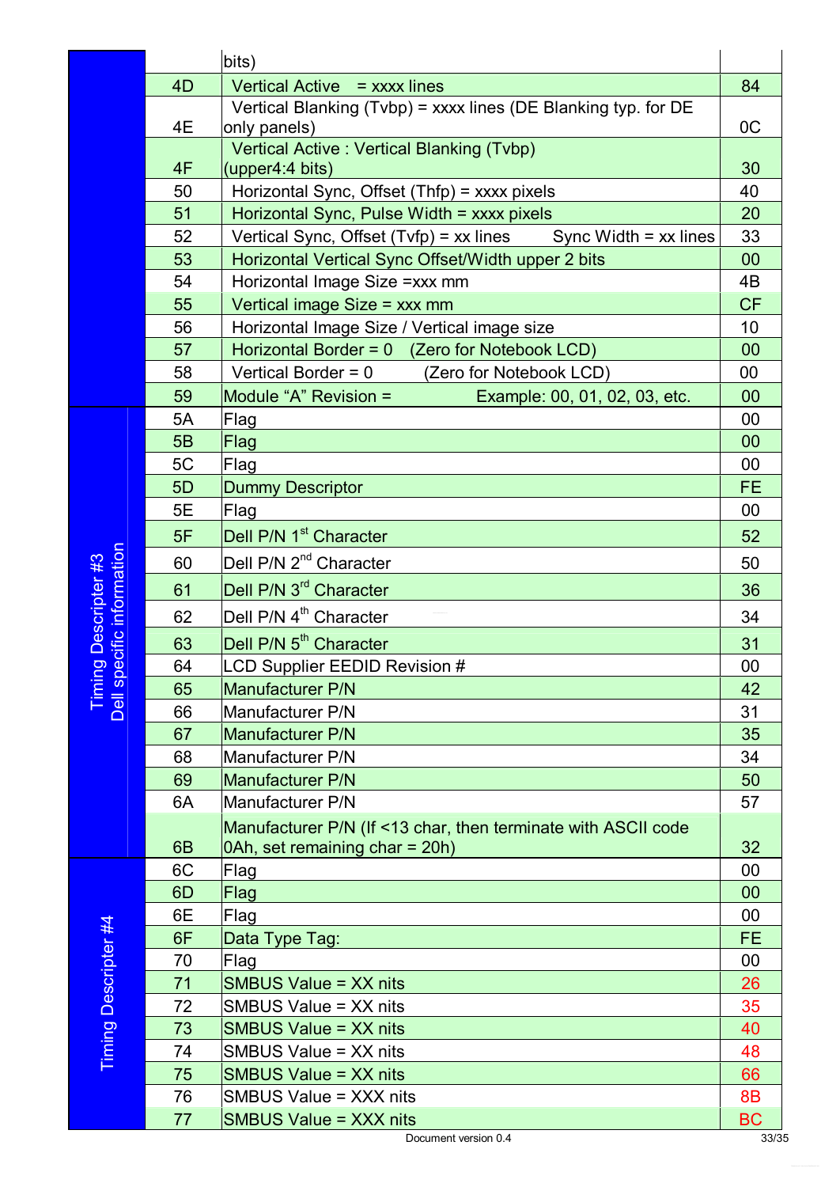| Section | Address | Description | Value |
|---|---|---|---|
| | | bits) | |
| | 4D | Vertical Active = xxxx lines | 84 |
| | 4E | Vertical Blanking (Tvbp) = xxxx lines (DE Blanking typ. for DE only panels) | 0C |
| | 4F | Vertical Active : Vertical Blanking (Tvbp) (upper4:4 bits) | 30 |
| | 50 | Horizontal Sync, Offset (Thfp) = xxxx pixels | 40 |
| | 51 | Horizontal Sync, Pulse Width = xxxx pixels | 20 |
| | 52 | Vertical Sync, Offset (Tvfp) = xx lines Sync Width = xx lines | 33 |
| | 53 | Horizontal Vertical Sync Offset/Width upper 2 bits | 00 |
| | 54 | Horizontal Image Size =xxx mm | 4B |
| | 55 | Vertical image Size = xxx mm | CF |
| | 56 | Horizontal Image Size / Vertical image size | 10 |
| | 57 | Horizontal Border = 0 (Zero for Notebook LCD) | 00 |
| | 58 | Vertical Border = 0 (Zero for Notebook LCD) | 00 |
| | 59 | Module "A" Revision = Example: 00, 01, 02, 03, etc. | 00 |
| Timing Descripter #3 Dell specific information | 5A | Flag | 00 |
| | 5B | Flag | 00 |
| | 5C | Flag | 00 |
| | 5D | Dummy Descriptor | FE |
| | 5E | Flag | 00 |
| | 5F | Dell P/N 1st Character | 52 |
| | 60 | Dell P/N 2nd Character | 50 |
| | 61 | Dell P/N 3rd Character | 36 |
| | 62 | Dell P/N 4th Character | 34 |
| | 63 | Dell P/N 5th Character | 31 |
| | 64 | LCD Supplier EEDID Revision # | 00 |
| | 65 | Manufacturer P/N | 42 |
| | 66 | Manufacturer P/N | 31 |
| | 67 | Manufacturer P/N | 35 |
| | 68 | Manufacturer P/N | 34 |
| | 69 | Manufacturer P/N | 50 |
| | 6A | Manufacturer P/N | 57 |
| | 6B | Manufacturer P/N (If <13 char, then terminate with ASCII code 0Ah, set remaining char = 20h) | 32 |
| Timing Descripter #4 | 6C | Flag | 00 |
| | 6D | Flag | 00 |
| | 6E | Flag | 00 |
| | 6F | Data Type Tag: | FE |
| | 70 | Flag | 00 |
| | 71 | SMBUS Value = XX nits | 26 |
| | 72 | SMBUS Value = XX nits | 35 |
| | 73 | SMBUS Value = XX nits | 40 |
| | 74 | SMBUS Value = XX nits | 48 |
| | 75 | SMBUS Value = XX nits | 66 |
| | 76 | SMBUS Value = XXX nits | 8B |
| | 77 | SMBUS Value = XXX nits | BC |

Document version 0.4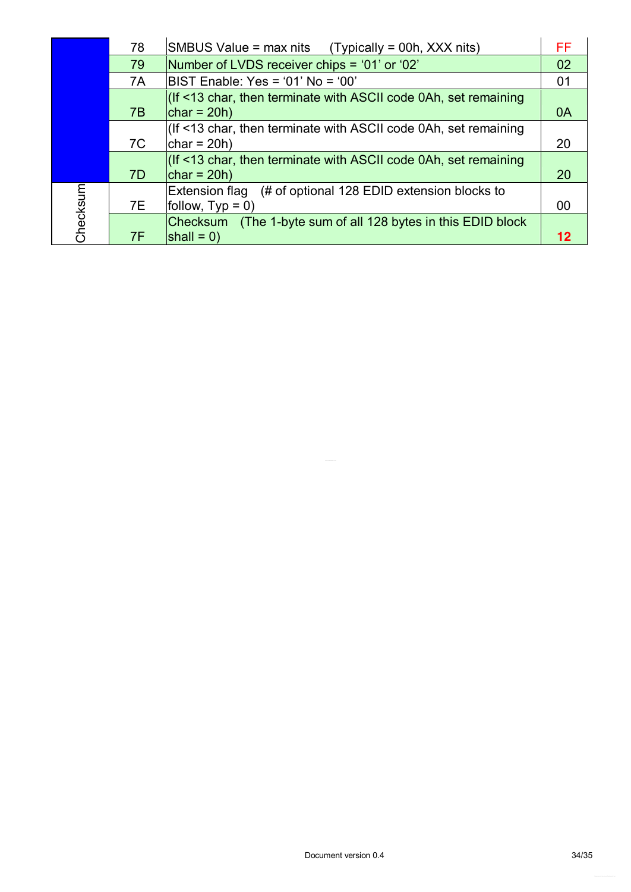| | | | |
|---|---|---|---|
| | 78 | SMBUS Value = max nits (Typically = 00h, XXX nits) | FF |
| | 79 | Number of LVDS receiver chips = '01' or '02' | 02 |
| | 7A | BIST Enable: Yes = '01' No = '00' | 01 |
| | 7B | (If <13 char, then terminate with ASCII code 0Ah, set remaining char = 20h) | 0A |
| | 7C | (If <13 char, then terminate with ASCII code 0Ah, set remaining char = 20h) | 20 |
| | 7D | (If <13 char, then terminate with ASCII code 0Ah, set remaining char = 20h) | 20 |
| Checksum | 7E | Extension flag (# of optional 128 EDID extension blocks to follow, Typ = 0) | 00 |
| | 7F | Checksum (The 1-byte sum of all 128 bytes in this EDID block shall = 0) | **12** |

Document version 0.4